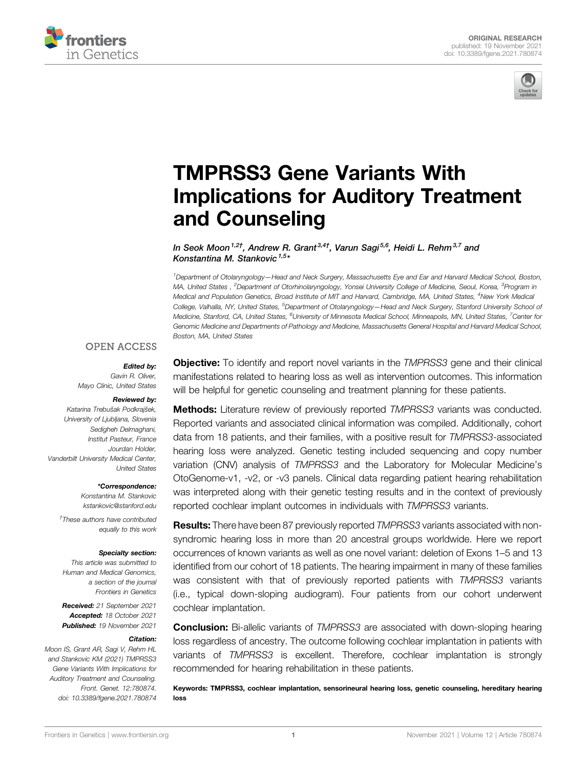ORIGINAL RESEARCH
published: 19 November 2021
doi: 10.3389/fgene.2021.780874

# TMPRSS3 Gene Variants With Implications for Auditory Treatment and Counseling

*In Seok Moon[1,2†], Andrew R. Grant[3,4†], Varun Sagi[5,6], Heidi L. Rehm[3,7] and Konstantina M. Stankovic[1,5]**

[1]Department of Otolaryngology—Head and Neck Surgery, Massachusetts Eye and Ear and Harvard Medical School, Boston, MA, United States , [2]Department of Otorhinolaryngology, Yonsei University College of Medicine, Seoul, Korea, [3]Program in Medical and Population Genetics, Broad Institute of MIT and Harvard, Cambridge, MA, United States, [4]New York Medical College, Valhalla, NY, United States, [5]Department of Otolaryngology—Head and Neck Surgery, Stanford University School of Medicine, Stanford, CA, United States, [6]University of Minnesota Medical School, Minneapolis, MN, United States, [7]Center for Genomic Medicine and Departments of Pathology and Medicine, Massachusetts General Hospital and Harvard Medical School, Boston, MA, United States

OPEN ACCESS

***Edited by:***
*Gavin R. Oliver,*
*Mayo Clinic, United States*

***Reviewed by:***
*Katarina Trebušak Podkrajšek,*
*University of Ljubljana, Slovenia*
*Sedigheh Delmaghani,*
*Institut Pasteur, France*
*Jourdan Holder,*
*Vanderbilt University Medical Center, United States*

***\*Correspondence:***
*Konstantina M. Stankovic*
*kstankovic@stanford.edu*

*†These authors have contributed equally to this work*

***Specialty section:***
*This article was submitted to Human and Medical Genomics, a section of the journal Frontiers in Genetics*

***Received:*** *21 September 2021*
***Accepted:*** *18 October 2021*
***Published:*** *19 November 2021*

***Citation:***
*Moon IS, Grant AR, Sagi V, Rehm HL and Stankovic KM (2021) TMPRSS3 Gene Variants With Implications for Auditory Treatment and Counseling. Front. Genet. 12:780874. doi: 10.3389/fgene.2021.780874*

**Objective:** To identify and report novel variants in the *TMPRSS3* gene and their clinical manifestations related to hearing loss as well as intervention outcomes. This information will be helpful for genetic counseling and treatment planning for these patients.

**Methods:** Literature review of previously reported *TMPRSS3* variants was conducted. Reported variants and associated clinical information was compiled. Additionally, cohort data from 18 patients, and their families, with a positive result for *TMPRSS3*-associated hearing loss were analyzed. Genetic testing included sequencing and copy number variation (CNV) analysis of *TMPRSS3* and the Laboratory for Molecular Medicine's OtoGenome-v1, -v2, or -v3 panels. Clinical data regarding patient hearing rehabilitation was interpreted along with their genetic testing results and in the context of previously reported cochlear implant outcomes in individuals with *TMPRSS3* variants.

**Results:** There have been 87 previously reported *TMPRSS3* variants associated with non-syndromic hearing loss in more than 20 ancestral groups worldwide. Here we report occurrences of known variants as well as one novel variant: deletion of Exons 1–5 and 13 identified from our cohort of 18 patients. The hearing impairment in many of these families was consistent with that of previously reported patients with *TMPRSS3* variants (i.e., typical down-sloping audiogram). Four patients from our cohort underwent cochlear implantation.

**Conclusion:** Bi-allelic variants of *TMPRSS3* are associated with down-sloping hearing loss regardless of ancestry. The outcome following cochlear implantation in patients with variants of *TMPRSS3* is excellent. Therefore, cochlear implantation is strongly recommended for hearing rehabilitation in these patients.

**Keywords: TMPRSS3, cochlear implantation, sensorineural hearing loss, genetic counseling, hereditary hearing loss**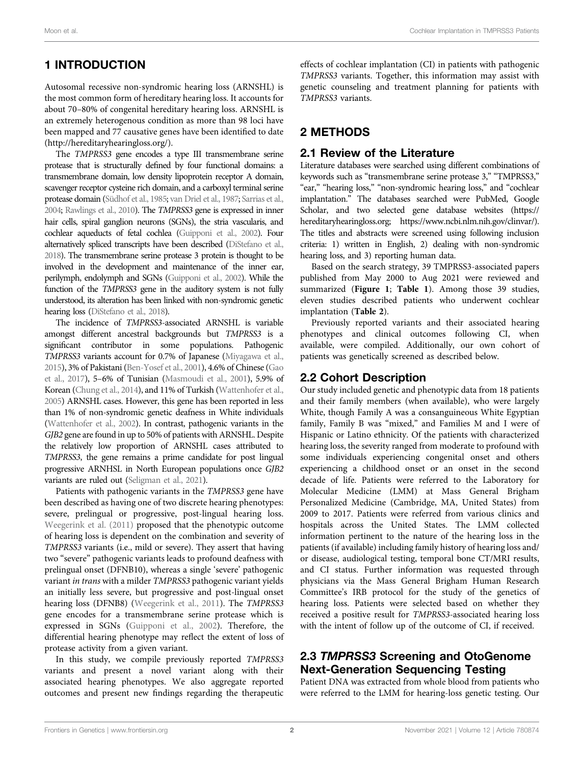## 1 INTRODUCTION

Autosomal recessive non-syndromic hearing loss (ARNSHL) is the most common form of hereditary hearing loss. It accounts for about 70–80% of congenital hereditary hearing loss. ARNSHL is an extremely heterogenous condition as more than 98 loci have been mapped and 77 causative genes have been identified to date (http://hereditaryhearingloss.org/).

The *TMPRSS3* gene encodes a type III transmembrane serine protease that is structurally defined by four functional domains: a transmembrane domain, low density lipoprotein receptor A domain, scavenger receptor cysteine rich domain, and a carboxyl terminal serine protease domain (Südhof et al., 1985; van Driel et al., 1987; Sarrias et al., 2004; Rawlings et al., 2010). The *TMPRSS3* gene is expressed in inner hair cells, spiral ganglion neurons (SGNs), the stria vascularis, and cochlear aqueducts of fetal cochlea (Guipponi et al., 2002). Four alternatively spliced transcripts have been described (DiStefano et al., 2018). The transmembrane serine protease 3 protein is thought to be involved in the development and maintenance of the inner ear, perilymph, endolymph and SGNs (Guipponi et al., 2002). While the function of the *TMPRSS3* gene in the auditory system is not fully understood, its alteration has been linked with non-syndromic genetic hearing loss (DiStefano et al., 2018).

The incidence of *TMPRSS3*-associated ARNSHL is variable amongst different ancestral backgrounds but *TMPRSS3* is a significant contributor in some populations. Pathogenic *TMPRSS3* variants account for 0.7% of Japanese (Miyagawa et al., 2015), 3% of Pakistani (Ben-Yosef et al., 2001), 4.6% of Chinese (Gao et al., 2017), 5–6% of Tunisian (Masmoudi et al., 2001), 5.9% of Korean (Chung et al., 2014), and 11% of Turkish (Wattenhofer et al., 2005) ARNSHL cases. However, this gene has been reported in less than 1% of non-syndromic genetic deafness in White individuals (Wattenhofer et al., 2002). In contrast, pathogenic variants in the *GJB2* gene are found in up to 50% of patients with ARNSHL. Despite the relatively low proportion of ARNSHL cases attributed to *TMPRSS3*, the gene remains a prime candidate for post lingual progressive ARNHSL in North European populations once *GJB2* variants are ruled out (Seligman et al., 2021).

Patients with pathogenic variants in the *TMPRSS3* gene have been described as having one of two discrete hearing phenotypes: severe, prelingual or progressive, post-lingual hearing loss. Weegerink et al. (2011) proposed that the phenotypic outcome of hearing loss is dependent on the combination and severity of *TMPRSS3* variants (i.e., mild or severe). They assert that having two "severe" pathogenic variants leads to profound deafness with prelingual onset (DFNB10), whereas a single 'severe' pathogenic variant *in trans* with a milder *TMPRSS3* pathogenic variant yields an initially less severe, but progressive and post-lingual onset hearing loss (DFNB8) (Weegerink et al., 2011). The *TMPRSS3* gene encodes for a transmembrane serine protease which is expressed in SGNs (Guipponi et al., 2002). Therefore, the differential hearing phenotype may reflect the extent of loss of protease activity from a given variant.

In this study, we compile previously reported *TMPRSS3* variants and present a novel variant along with their associated hearing phenotypes. We also aggregate reported outcomes and present new findings regarding the therapeutic effects of cochlear implantation (CI) in patients with pathogenic *TMPRSS3* variants. Together, this information may assist with genetic counseling and treatment planning for patients with *TMPRSS3* variants.

## 2 METHODS

### 2.1 Review of the Literature

Literature databases were searched using different combinations of keywords such as "transmembrane serine protease 3," "TMPRSS3," "ear," "hearing loss," "non-syndromic hearing loss," and "cochlear implantation." The databases searched were PubMed, Google Scholar, and two selected gene database websites (https://hereditaryhearingloss.org; https://www.ncbi.nlm.nih.gov/clinvar/). The titles and abstracts were screened using following inclusion criteria: 1) written in English, 2) dealing with non-syndromic hearing loss, and 3) reporting human data.

Based on the search strategy, 39 TMPRSS3-associated papers published from May 2000 to Aug 2021 were reviewed and summarized (**Figure 1**; **Table 1**). Among those 39 studies, eleven studies described patients who underwent cochlear implantation (**Table 2**).

Previously reported variants and their associated hearing phenotypes and clinical outcomes following CI, when available, were compiled. Additionally, our own cohort of patients was genetically screened as described below.

### 2.2 Cohort Description

Our study included genetic and phenotypic data from 18 patients and their family members (when available), who were largely White, though Family A was a consanguineous White Egyptian family, Family B was "mixed," and Families M and I were of Hispanic or Latino ethnicity. Of the patients with characterized hearing loss, the severity ranged from moderate to profound with some individuals experiencing congenital onset and others experiencing a childhood onset or an onset in the second decade of life. Patients were referred to the Laboratory for Molecular Medicine (LMM) at Mass General Brigham Personalized Medicine (Cambridge, MA, United States) from 2009 to 2017. Patients were referred from various clinics and hospitals across the United States. The LMM collected information pertinent to the nature of the hearing loss in the patients (if available) including family history of hearing loss and/or disease, audiological testing, temporal bone CT/MRI results, and CI status. Further information was requested through physicians via the Mass General Brigham Human Research Committee's IRB protocol for the study of the genetics of hearing loss. Patients were selected based on whether they received a positive result for *TMPRSS3*-associated hearing loss with the intent of follow up of the outcome of CI, if received.

### 2.3 *TMPRSS3* Screening and OtoGenome Next-Generation Sequencing Testing

Patient DNA was extracted from whole blood from patients who were referred to the LMM for hearing-loss genetic testing. Our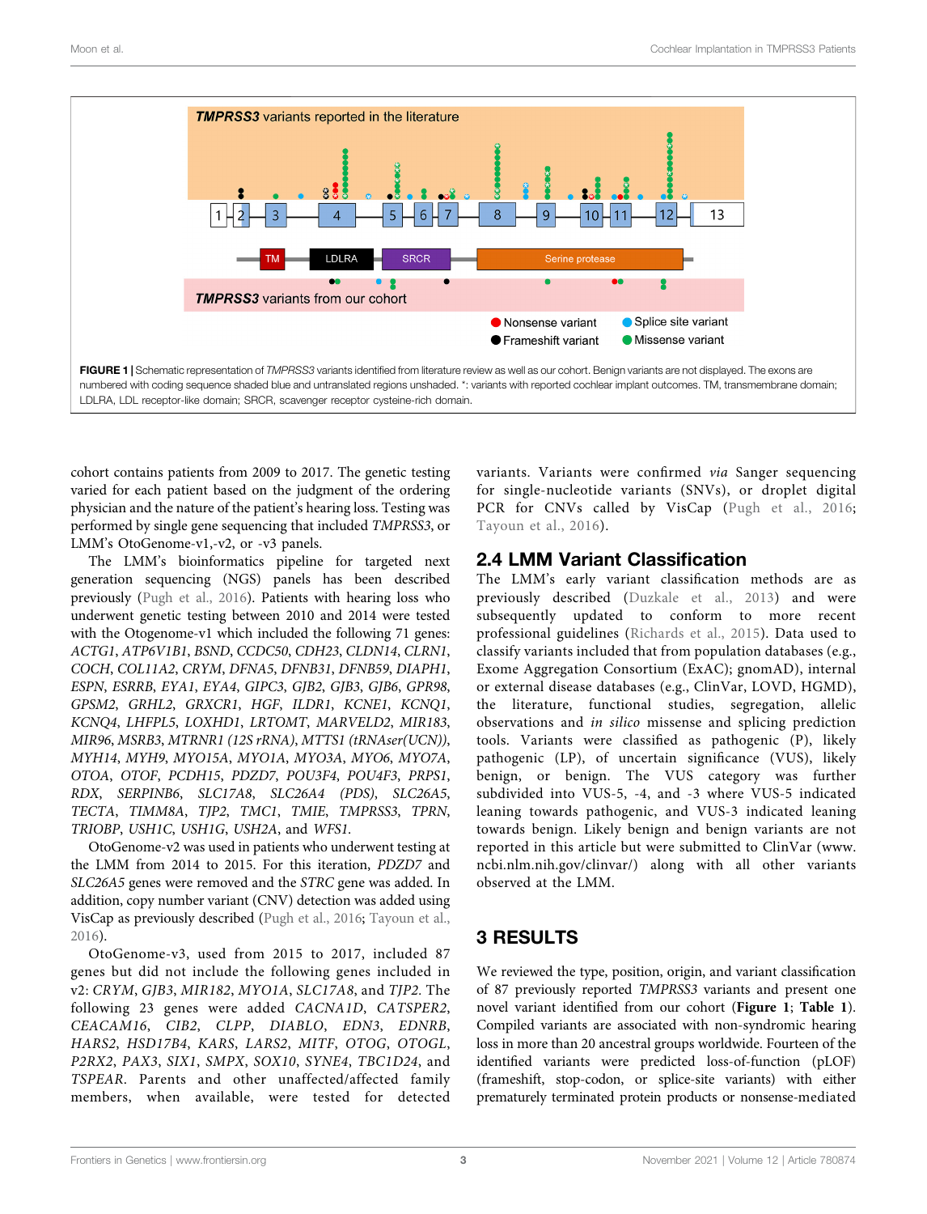FIGURE 1 | Schematic representation of *TMPRSS3* variants identified from literature review as well as our cohort. Benign variants are not displayed. The exons are numbered with coding sequence shaded blue and untranslated regions unshaded. *: variants with reported cochlear implant outcomes. TM, transmembrane domain; LDLRA, LDL receptor-like domain; SRCR, scavenger receptor cysteine-rich domain.

cohort contains patients from 2009 to 2017. The genetic testing varied for each patient based on the judgment of the ordering physician and the nature of the patient's hearing loss. Testing was performed by single gene sequencing that included *TMPRSS3*, or LMM's OtoGenome-v1,-v2, or -v3 panels.

The LMM's bioinformatics pipeline for targeted next generation sequencing (NGS) panels has been described previously (Pugh et al., 2016). Patients with hearing loss who underwent genetic testing between 2010 and 2014 were tested with the Otogenome-v1 which included the following 71 genes: *ACTG1*, *ATP6V1B1*, *BSND*, *CCDC50*, *CDH23*, *CLDN14*, *CLRN1*, *COCH*, *COL11A2*, *CRYM*, *DFNA5*, *DFNB31*, *DFNB59*, *DIAPH1*, *ESPN*, *ESRRB*, *EYA1*, *EYA4*, *GIPC3*, *GJB2*, *GJB3*, *GJB6*, *GPR98*, *GPSM2*, *GRHL2*, *GRXCR1*, *HGF*, *ILDR1*, *KCNE1*, *KCNQ1*, *KCNQ4*, *LHFPL5*, *LOXHD1*, *LRTOMT*, *MARVELD2*, *MIR183*, *MIR96*, *MSRB3*, *MTRNR1 (12S rRNA)*, *MTTS1 (tRNAser(UCN))*, *MYH14*, *MYH9*, *MYO15A*, *MYO1A*, *MYO3A*, *MYO6*, *MYO7A*, *OTOA*, *OTOF*, *PCDH15*, *PDZD7*, *POU3F4*, *POU4F3*, *PRPS1*, *RDX*, *SERPINB6*, *SLC17A8*, *SLC26A4 (PDS)*, *SLC26A5*, *TECTA*, *TIMM8A*, *TJP2*, *TMC1*, *TMIE*, *TMPRSS3*, *TPRN*, *TRIOBP*, *USH1C*, *USH1G*, *USH2A*, and *WFS1*.

OtoGenome-v2 was used in patients who underwent testing at the LMM from 2014 to 2015. For this iteration, *PDZD7* and *SLC26A5* genes were removed and the *STRC* gene was added. In addition, copy number variant (CNV) detection was added using VisCap as previously described (Pugh et al., 2016; Tayoun et al., 2016).

OtoGenome-v3, used from 2015 to 2017, included 87 genes but did not include the following genes included in v2: *CRYM*, *GJB3*, *MIR182*, *MYO1A*, *SLC17A8*, and *TJP2*. The following 23 genes were added *CACNA1D*, *CATSPER2*, *CEACAM16*, *CIB2*, *CLPP*, *DIABLO*, *EDN3*, *EDNRB*, *HARS2*, *HSD17B4*, *KARS*, *LARS2*, *MITF*, *OTOG*, *OTOGL*, *P2RX2*, *PAX3*, *SIX1*, *SMPX*, *SOX10*, *SYNE4*, *TBC1D24*, and *TSPEAR*. Parents and other unaffected/affected family members, when available, were tested for detected variants. Variants were confirmed *via* Sanger sequencing for single-nucleotide variants (SNVs), or droplet digital PCR for CNVs called by VisCap (Pugh et al., 2016; Tayoun et al., 2016).

## 2.4 LMM Variant Classification

The LMM's early variant classification methods are as previously described (Duzkale et al., 2013) and were subsequently updated to conform to more recent professional guidelines (Richards et al., 2015). Data used to classify variants included that from population databases (e.g., Exome Aggregation Consortium (ExAC); gnomAD), internal or external disease databases (e.g., ClinVar, LOVD, HGMD), the literature, functional studies, segregation, allelic observations and *in silico* missense and splicing prediction tools. Variants were classified as pathogenic (P), likely pathogenic (LP), of uncertain significance (VUS), likely benign, or benign. The VUS category was further subdivided into VUS-5, -4, and -3 where VUS-5 indicated leaning towards pathogenic, and VUS-3 indicated leaning towards benign. Likely benign and benign variants are not reported in this article but were submitted to ClinVar (www.ncbi.nlm.nih.gov/clinvar/) along with all other variants observed at the LMM.

# 3 RESULTS

We reviewed the type, position, origin, and variant classification of 87 previously reported *TMPRSS3* variants and present one novel variant identified from our cohort (**Figure 1**; **Table 1**). Compiled variants are associated with non-syndromic hearing loss in more than 20 ancestral groups worldwide. Fourteen of the identified variants were predicted loss-of-function (pLOF) (frameshift, stop-codon, or splice-site variants) with either prematurely terminated protein products or nonsense-mediated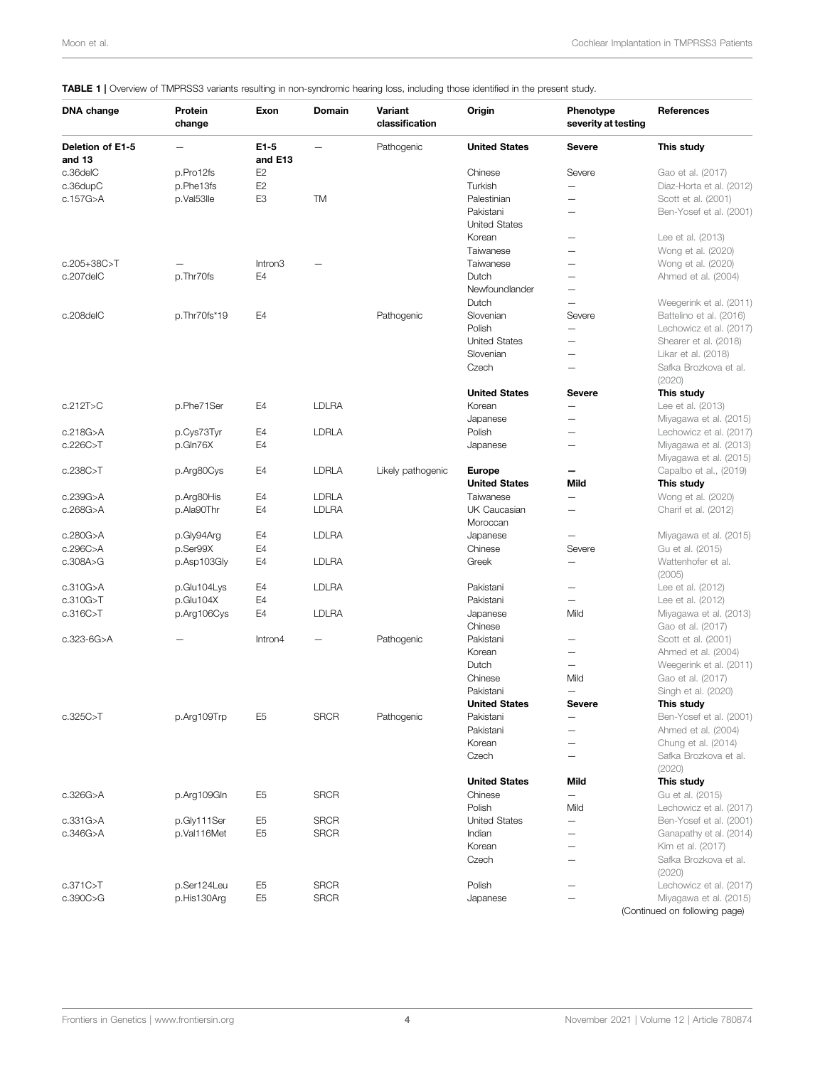**TABLE 1** | Overview of TMPRSS3 variants resulting in non-syndromic hearing loss, including those identified in the present study.

| DNA change | Protein change | Exon | Domain | Variant classification | Origin | Phenotype severity at testing | References |
|---|---|---|---|---|---|---|---|
| **Deletion of E1-5 and 13** | — | **E1-5 and E13** | — | Pathogenic | **United States** | **Severe** | **This study** |
| c.36delC | p.Pro12fs | E2 | | | Chinese | Severe | Gao et al. (2017) |
| c.36dupC | p.Phe13fs | E2 | | | Turkish | — | Diaz-Horta et al. (2012) |
| c.157G>A | p.Val53Ile | E3 | TM | | Palestinian | — | Scott et al. (2001) |
| | | | | | Pakistani | — | Ben-Yosef et al. (2001) |
| | | | | | United States | | |
| | | | | | Korean | — | Lee et al. (2013) |
| | | | | | Taiwanese | — | Wong et al. (2020) |
| c.205+38C>T | — | Intron3 | — | | Taiwanese | — | Wong et al. (2020) |
| c.207delC | p.Thr70fs | E4 | | | Dutch | — | Ahmed et al. (2004) |
| | | | | | Newfoundlander | — | |
| | | | | | Dutch | — | Weegerink et al. (2011) |
| c.208delC | p.Thr70fs*19 | E4 | | Pathogenic | Slovenian | Severe | Battelino et al. (2016) |
| | | | | | Polish | — | Lechowicz et al. (2017) |
| | | | | | United States | — | Shearer et al. (2018) |
| | | | | | Slovenian | — | Likar et al. (2018) |
| | | | | | Czech | — | Safka Brozkova et al. (2020) |
| | | | | | **United States** | **Severe** | **This study** |
| c.212T>C | p.Phe71Ser | E4 | LDLRA | | Korean | — | Lee et al. (2013) |
| | | | | | Japanese | — | Miyagawa et al. (2015) |
| c.218G>A | p.Cys73Tyr | E4 | LDRLA | | Polish | — | Lechowicz et al. (2017) |
| c.226C>T | p.Gln76X | E4 | | | Japanese | — | Miyagawa et al. (2013) |
| | | | | | | | Miyagawa et al. (2015) |
| c.238C>T | p.Arg80Cys | E4 | LDRLA | Likely pathogenic | **Europe** | **—** | Capalbo et al., (2019) |
| | | | | | **United States** | **Mild** | **This study** |
| c.239G>A | p.Arg80His | E4 | LDRLA | | Taiwanese | — | Wong et al. (2020) |
| c.268G>A | p.Ala90Thr | E4 | LDLRA | | UK Caucasian | — | Charif et al. (2012) |
| | | | | | Moroccan | | |
| c.280G>A | p.Gly94Arg | E4 | LDLRA | | Japanese | — | Miyagawa et al. (2015) |
| c.296C>A | p.Ser99X | E4 | | | Chinese | Severe | Gu et al. (2015) |
| c.308A>G | p.Asp103Gly | E4 | LDLRA | | Greek | — | Wattenhofer et al. (2005) |
| c.310G>A | p.Glu104Lys | E4 | LDLRA | | Pakistani | — | Lee et al. (2012) |
| c.310G>T | p.Glu104X | E4 | | | Pakistani | — | Lee et al. (2012) |
| c.316C>T | p.Arg106Cys | E4 | LDLRA | | Japanese | Mild | Miyagawa et al. (2013) |
| | | | | | Chinese | | Gao et al. (2017) |
| c.323-6G>A | — | Intron4 | — | Pathogenic | Pakistani | — | Scott et al. (2001) |
| | | | | | Korean | — | Ahmed et al. (2004) |
| | | | | | Dutch | — | Weegerink et al. (2011) |
| | | | | | Chinese | Mild | Gao et al. (2017) |
| | | | | | Pakistani | — | Singh et al. (2020) |
| | | | | | **United States** | **Severe** | **This study** |
| c.325C>T | p.Arg109Trp | E5 | SRCR | Pathogenic | Pakistani | — | Ben-Yosef et al. (2001) |
| | | | | | Pakistani | — | Ahmed et al. (2004) |
| | | | | | Korean | — | Chung et al. (2014) |
| | | | | | Czech | — | Safka Brozkova et al. (2020) |
| | | | | | **United States** | **Mild** | **This study** |
| c.326G>A | p.Arg109Gln | E5 | SRCR | | Chinese | — | Gu et al. (2015) |
| | | | | | Polish | Mild | Lechowicz et al. (2017) |
| c.331G>A | p.Gly111Ser | E5 | SRCR | | United States | — | Ben-Yosef et al. (2001) |
| c.346G>A | p.Val116Met | E5 | SRCR | | Indian | — | Ganapathy et al. (2014) |
| | | | | | Korean | — | Kim et al. (2017) |
| | | | | | Czech | — | Safka Brozkova et al. (2020) |
| c.371C>T | p.Ser124Leu | E5 | SRCR | | Polish | — | Lechowicz et al. (2017) |
| c.390C>G | p.His130Arg | E5 | SRCR | | Japanese | — | Miyagawa et al. (2015) |

(Continued on following page)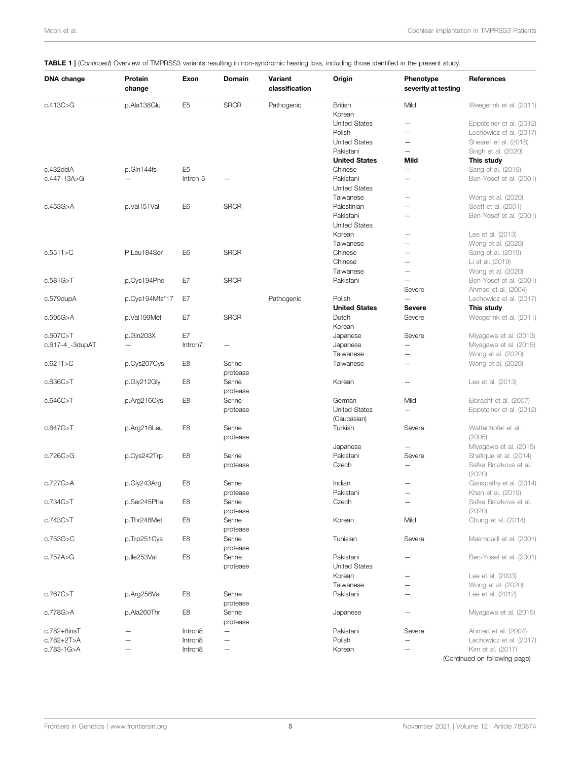**TABLE 1 |** (*Continued*) Overview of TMPRSS3 variants resulting in non-syndromic hearing loss, including those identified in the present study.

| DNA change | Protein change | Exon | Domain | Variant classification | Origin | Phenotype severity at testing | References |
|---|---|---|---|---|---|---|---|
| c.413C>G | p.Ala138Glu | E5 | SRCR | Pathogenic | British Korean | Mild | Weegerink et al. (2011) |
| | | | | | United States | — | Eppsteiner et al. (2012) |
| | | | | | Polish | — | Lechowicz et al. (2017) |
| | | | | | United States | — | Shearer et al. (2018) |
| | | | | | Pakistani | — | Singh et al. (2020) |
| | | | | | **United States** | **Mild** | **This study** |
| c.432delA | p.Gln144fs | E5 | | | Chinese | — | Sang et al. (2019) |
| c.447-13A>G | — | Intron 5 | — | | Pakistani United States | — | Ben-Yosef et al. (2001) |
| | | | | | Taiwanese | — | Wong et al. (2020) |
| c.453G>A | p.Val151Val | E6 | SRCR | | Palestinian | — | Scott et al. (2001) |
| | | | | | Pakistani United States | — | Ben-Yosef et al. (2001) |
| | | | | | Korean | — | Lee et al. (2013) |
| | | | | | Taiwanese | — | Wong et al. (2020) |
| c.551T>C | P.Leu184Ser | E6 | SRCR | | Chinese | — | Sang et al. (2019) |
| | | | | | Chinese | — | Li et al. (2019) |
| | | | | | Taiwanese | — | Wong et al. (2020) |
| c.581G>T | p.Cys194Phe | E7 | SRCR | | Pakistani | — | Ben-Yosef et al. (2001) |
| | | | | | | Severe | Ahmed et al. (2004) |
| c.579dupA | p.Cys194Mfs*17 | E7 | | Pathogenic | Polish | — | Lechowicz et al. (2017) |
| | | | | | **United States** | **Severe** | **This study** |
| c.595G>A | p.Val199Met | E7 | SRCR | | Dutch Korean | Severe | Weegerink et al. (2011) |
| c.607C>T | p.Gln203X | E7 | | | Japanese | Severe | Miyagawa et al. (2013) |
| c.617-4_-3dupAT | — | Intron7 | — | | Japanese | — | Miyagawa et al. (2015) |
| | | | | | Taiwanese | — | Wong et al. (2020) |
| c.621T>C | p.Cys207Cys | E8 | Serine protease | | Taiwanese | — | Wong et al. (2020) |
| c.636C>T | p.Gly212Gly | E8 | Serine protease | | Korean | — | Lee et al. (2013) |
| c.646C>T | p.Arg216Cys | E8 | Serine protease | | German | Mild | Elbracht et al. (2007) |
| | | | | | United States (Caucasian) | — | Eppsteiner et al. (2012) |
| c.647G>T | p.Arg216Leu | E8 | Serine protease | | Turkish | Severe | Wattenhofer et al. (2005) |
| | | | | | Japanese | — | Miyagawa et al. (2015) |
| c.726C>G | p.Cys242Trp | E8 | Serine protease | | Pakistani | Severe | Shafique et al. (2014) |
| | | | | | Czech | — | Safka Brozkova et al. (2020) |
| c.727G>A | p.Gly243Arg | E8 | Serine protease | | Indian | — | Ganapathy et al. (2014) |
| | | | | | Pakistani | — | Khan et al. (2019) |
| c.734C>T | p.Ser245Phe | E8 | Serine protease | | Czech | — | Safka Brozkova et al. (2020) |
| c.743C>T | p.Thr248Met | E8 | Serine protease | | Korean | Mild | Chung et al. (2014) |
| c.753G>C | p.Trp251Cys | E8 | Serine protease | | Tunisian | Severe | Masmoudi et al. (2001) |
| c.757A>G | p.Ile253Val | E8 | Serine protease | | Pakistani United States | — | Ben-Yosef et al. (2001) |
| | | | | | Korean | — | Lee et al. (2003) |
| | | | | | Taiwanese | — | Wong et al. (2020) |
| c.767C>T | p.Arg256Val | E8 | Serine protease | | Pakistani | — | Lee et al. (2012) |
| c.778G>A | p.Ala260Thr | E8 | Serine protease | | Japanese | — | Miyagawa et al. (2015) |
| c.782+8insT | — | Intron8 | — | | Pakistani | Severe | Ahmed et al. (2004) |
| c.782+2T>A | — | Intron8 | — | | Polish | — | Lechowicz et al. (2017) |
| c.783-1G>A | — | Intron8 | — | | Korean | — | Kim et al. (2017) |

(Continued on following page)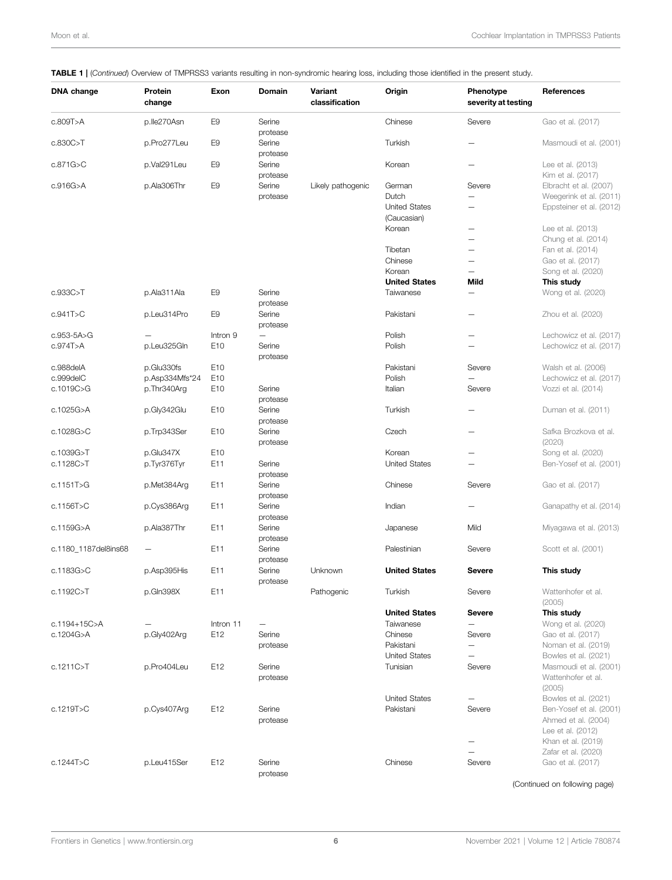**TABLE 1 |** (*Continued*) Overview of TMPRSS3 variants resulting in non-syndromic hearing loss, including those identified in the present study.

| DNA change | Protein change | Exon | Domain | Variant classification | Origin | Phenotype severity at testing | References |
|---|---|---|---|---|---|---|---|
| c.809T>A | p.Ile270Asn | E9 | Serine protease | | Chinese | Severe | Gao et al. (2017) |
| c.830C>T | p.Pro277Leu | E9 | Serine protease | | Turkish | — | Masmoudi et al. (2001) |
| c.871G>C | p.Val291Leu | E9 | Serine protease | | Korean | — | Lee et al. (2013) Kim et al. (2017) |
| c.916G>A | p.Ala306Thr | E9 | Serine protease | Likely pathogenic | German | Severe | Elbracht et al. (2007) |
| | | | | | Dutch | — | Weegerink et al. (2011) |
| | | | | | United States (Caucasian) | — | Eppsteiner et al. (2012) |
| | | | | | Korean | — | Lee et al. (2013) |
| | | | | | | — | Chung et al. (2014) |
| | | | | | Tibetan | — | Fan et al. (2014) |
| | | | | | Chinese | — | Gao et al. (2017) |
| | | | | | Korean | — | Song et al. (2020) |
| | | | | | **United States** | **Mild** | **This study** |
| c.933C>T | p.Ala311Ala | E9 | Serine protease | | Taiwanese | — | Wong et al. (2020) |
| c.941T>C | p.Leu314Pro | E9 | Serine protease | | Pakistani | — | Zhou et al. (2020) |
| c.953-5A>G | — | Intron 9 | — | | Polish | — | Lechowicz et al. (2017) |
| c.974T>A | p.Leu325Gln | E10 | Serine protease | | Polish | — | Lechowicz et al. (2017) |
| c.988delA | p.Glu330fs | E10 | | | Pakistani | Severe | Walsh et al. (2006) |
| c.999delC | p.Asp334Mfs*24 | E10 | | | Polish | — | Lechowicz et al. (2017) |
| c.1019C>G | p.Thr340Arg | E10 | Serine protease | | Italian | Severe | Vozzi et al. (2014) |
| c.1025G>A | p.Gly342Glu | E10 | Serine protease | | Turkish | — | Duman et al. (2011) |
| c.1028G>C | p.Trp343Ser | E10 | Serine protease | | Czech | — | Safka Brozkova et al. (2020) |
| c.1039G>T | p.Glu347X | E10 | | | Korean | — | Song et al. (2020) |
| c.1128C>T | p.Tyr376Tyr | E11 | Serine protease | | United States | — | Ben-Yosef et al. (2001) |
| c.1151T>G | p.Met384Arg | E11 | Serine protease | | Chinese | Severe | Gao et al. (2017) |
| c.1156T>C | p.Cys386Arg | E11 | Serine protease | | Indian | — | Ganapathy et al. (2014) |
| c.1159G>A | p.Ala387Thr | E11 | Serine protease | | Japanese | Mild | Miyagawa et al. (2013) |
| c.1180_1187del8ins68 | — | E11 | Serine protease | | Palestinian | Severe | Scott et al. (2001) |
| c.1183G>C | p.Asp395His | E11 | Serine protease | Unknown | **United States** | **Severe** | **This study** |
| c.1192C>T | p.Gln398X | E11 | | Pathogenic | Turkish | Severe | Wattenhofer et al. (2005) |
| | | | | | **United States** | **Severe** | **This study** |
| c.1194+15C>A | — | Intron 11 | — | | Taiwanese | — | Wong et al. (2020) |
| c.1204G>A | p.Gly402Arg | E12 | Serine protease | | Chinese | Severe | Gao et al. (2017) |
| | | | | | Pakistani | — | Noman et al. (2019) |
| | | | | | United States | — | Bowles et al. (2021) |
| c.1211C>T | p.Pro404Leu | E12 | Serine protease | | Tunisian | Severe | Masmoudi et al. (2001) Wattenhofer et al. (2005) |
| | | | | | United States | — | Bowles et al. (2021) |
| c.1219T>C | p.Cys407Arg | E12 | Serine protease | | Pakistani | Severe | Ben-Yosef et al. (2001) Ahmed et al. (2004) Lee et al. (2012) |
| | | | | | | — | Khan et al. (2019) |
| | | | | | | — | Zafar et al. (2020) |
| c.1244T>C | p.Leu415Ser | E12 | Serine protease | | Chinese | Severe | Gao et al. (2017) |

(Continued on following page)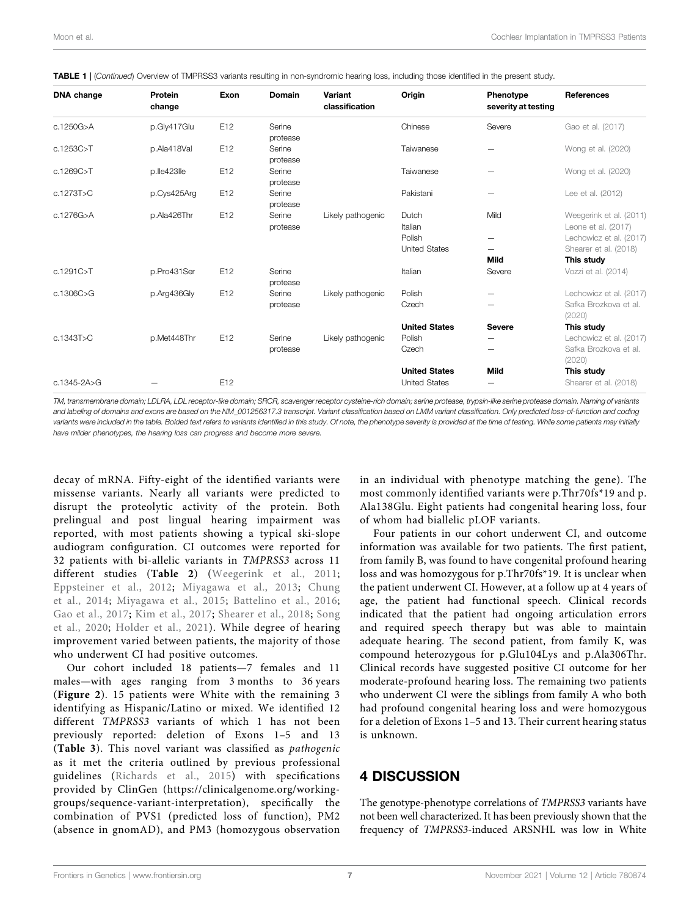**TABLE 1 |** (*Continued*) Overview of TMPRSS3 variants resulting in non-syndromic hearing loss, including those identified in the present study.

| DNA change | Protein change | Exon | Domain | Variant classification | Origin | Phenotype severity at testing | References |
|---|---|---|---|---|---|---|---|
| c.1250G>A | p.Gly417Glu | E12 | Serine protease | | Chinese | Severe | Gao et al. (2017) |
| c.1253C>T | p.Ala418Val | E12 | Serine protease | | Taiwanese | — | Wong et al. (2020) |
| c.1269C>T | p.Ile423Ile | E12 | Serine protease | | Taiwanese | — | Wong et al. (2020) |
| c.1273T>C | p.Cys425Arg | E12 | Serine protease | | Pakistani | — | Lee et al. (2012) |
| c.1276G>A | p.Ala426Thr | E12 | Serine protease | Likely pathogenic | Dutch | Mild | Weegerink et al. (2011) |
| | | | | | Italian | | Leone et al. (2017) |
| | | | | | Polish | — | Lechowicz et al. (2017) |
| | | | | | United States | — | Shearer et al. (2018) |
| | | | | | | **Mild** | **This study** |
| c.1291C>T | p.Pro431Ser | E12 | Serine protease | | Italian | Severe | Vozzi et al. (2014) |
| c.1306C>G | p.Arg436Gly | E12 | Serine protease | Likely pathogenic | Polish | — | Lechowicz et al. (2017) |
| | | | | | Czech | — | Safka Brozkova et al. (2020) |
| | | | | | **United States** | **Severe** | **This study** |
| c.1343T>C | p.Met448Thr | E12 | Serine protease | Likely pathogenic | Polish | — | Lechowicz et al. (2017) |
| | | | | | Czech | — | Safka Brozkova et al. (2020) |
| | | | | | **United States** | **Mild** | **This study** |
| c.1345-2A>G | — | E12 | | | United States | — | Shearer et al. (2018) |

*TM, transmembrane domain; LDLRA, LDL receptor-like domain; SRCR, scavenger receptor cysteine-rich domain; serine protease, trypsin-like serine protease domain. Naming of variants and labeling of domains and exons are based on the NM_001256317.3 transcript. Variant classification based on LMM variant classification. Only predicted loss-of-function and coding variants were included in the table. Bolded text refers to variants identified in this study. Of note, the phenotype severity is provided at the time of testing. While some patients may initially have milder phenotypes, the hearing loss can progress and become more severe.*

decay of mRNA. Fifty-eight of the identified variants were missense variants. Nearly all variants were predicted to disrupt the proteolytic activity of the protein. Both prelingual and post lingual hearing impairment was reported, with most patients showing a typical ski-slope audiogram configuration. CI outcomes were reported for 32 patients with bi-allelic variants in *TMPRSS3* across 11 different studies (**Table 2**) (Weegerink et al., 2011; Eppsteiner et al., 2012; Miyagawa et al., 2013; Chung et al., 2014; Miyagawa et al., 2015; Battelino et al., 2016; Gao et al., 2017; Kim et al., 2017; Shearer et al., 2018; Song et al., 2020; Holder et al., 2021). While degree of hearing improvement varied between patients, the majority of those who underwent CI had positive outcomes.

Our cohort included 18 patients—7 females and 11 males—with ages ranging from 3 months to 36 years (**Figure 2**). 15 patients were White with the remaining 3 identifying as Hispanic/Latino or mixed. We identified 12 different *TMPRSS3* variants of which 1 has not been previously reported: deletion of Exons 1–5 and 13 (**Table 3**). This novel variant was classified as *pathogenic* as it met the criteria outlined by previous professional guidelines (Richards et al., 2015) with specifications provided by ClinGen (https://clinicalgenome.org/working-groups/sequence-variant-interpretation), specifically the combination of PVS1 (predicted loss of function), PM2 (absence in gnomAD), and PM3 (homozygous observation in an individual with phenotype matching the gene). The most commonly identified variants were p.Thr70fs*19 and p.Ala138Glu. Eight patients had congenital hearing loss, four of whom had biallelic pLOF variants.

Four patients in our cohort underwent CI, and outcome information was available for two patients. The first patient, from family B, was found to have congenital profound hearing loss and was homozygous for p.Thr70fs*19. It is unclear when the patient underwent CI. However, at a follow up at 4 years of age, the patient had functional speech. Clinical records indicated that the patient had ongoing articulation errors and required speech therapy but was able to maintain adequate hearing. The second patient, from family K, was compound heterozygous for p.Glu104Lys and p.Ala306Thr. Clinical records have suggested positive CI outcome for her moderate-profound hearing loss. The remaining two patients who underwent CI were the siblings from family A who both had profound congenital hearing loss and were homozygous for a deletion of Exons 1–5 and 13. Their current hearing status is unknown.

## 4 DISCUSSION

The genotype-phenotype correlations of *TMPRSS3* variants have not been well characterized. It has been previously shown that the frequency of *TMPRSS3*-induced ARSNHL was low in White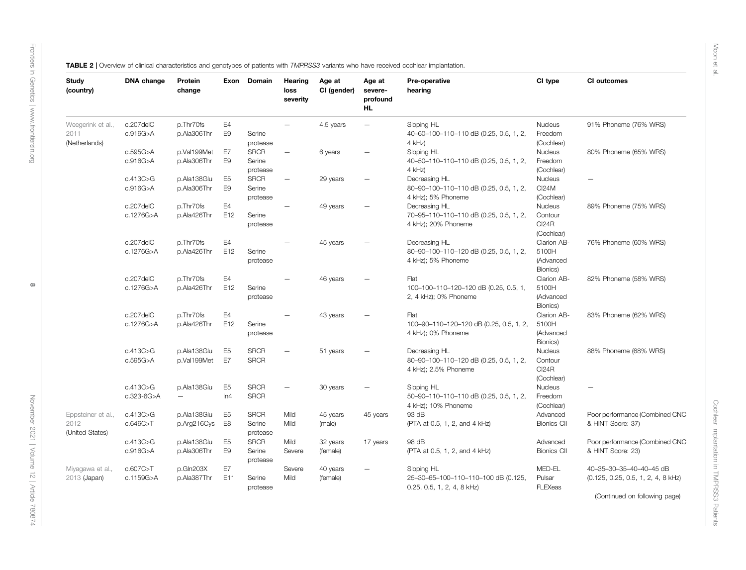**TABLE 2 |** Overview of clinical characteristics and genotypes of patients with *TMPRSS3* variants who have received cochlear implantation.

| Study (country) | DNA change | Protein change | Exon | Domain | Hearing loss severity | Age at CI (gender) | Age at severe-profound HL | Pre-operative hearing | CI type | CI outcomes |
|---|---|---|---|---|---|---|---|---|---|---|
| Weegerink et al., 2011 (Netherlands) | c.207delC<br>c.916G>A | p.Thr70fs<br>p.Ala306Thr | E4<br>E9 | <br>Serine protease | — | 4.5 years | — | Sloping HL<br>40–60–100–110–110 dB (0.25, 0.5, 1, 2, 4 kHz) | Nucleus Freedom (Cochlear) | 91% Phoneme (76% WRS) |
| | c.595G>A<br>c.916G>A | p.Val199Met<br>p.Ala306Thr | E7<br>E9 | SRCR<br>Serine protease | — | 6 years | — | Sloping HL<br>40–50–110–110–110 dB (0.25, 0.5, 1, 2, 4 kHz) | Nucleus Freedom (Cochlear) | 80% Phoneme (65% WRS) |
| | c.413C>G<br>c.916G>A | p.Ala138Glu<br>p.Ala306Thr | E5<br>E9 | SRCR<br>Serine protease | — | 29 years | — | Decreasing HL<br>80–90–100–110–110 dB (0.25, 0.5, 1, 2, 4 kHz); 5% Phoneme | Nucleus CI24M (Cochlear) | — |
| | c.207delC<br>c.1276G>A | p.Thr70fs<br>p.Ala426Thr | E4<br>E12 | <br>Serine protease | — | 49 years | — | Decreasing HL<br>70–95–110–110–110 dB (0.25, 0.5, 1, 2, 4 kHz); 20% Phoneme | Nucleus Contour CI24R (Cochlear) | 89% Phoneme (75% WRS) |
| | c.207delC<br>c.1276G>A | p.Thr70fs<br>p.Ala426Thr | E4<br>E12 | <br>Serine protease | — | 45 years | — | Decreasing HL<br>80–90–100–110–120 dB (0.25, 0.5, 1, 2, 4 kHz); 5% Phoneme | Clarion AB-5100H (Advanced Bionics) | 76% Phoneme (60% WRS) |
| | c.207delC<br>c.1276G>A | p.Thr70fs<br>p.Ala426Thr | E4<br>E12 | <br>Serine protease | — | 46 years | — | Flat<br>100–100–110–120–120 dB (0.25, 0.5, 1, 2, 4 kHz); 0% Phoneme | Clarion AB-5100H (Advanced Bionics) | 82% Phoneme (58% WRS) |
| | c.207delC<br>c.1276G>A | p.Thr70fs<br>p.Ala426Thr | E4<br>E12 | <br>Serine protease | — | 43 years | — | Flat<br>100–90–110–120–120 dB (0.25, 0.5, 1, 2, 4 kHz); 0% Phoneme | Clarion AB-5100H (Advanced Bionics) | 83% Phoneme (62% WRS) |
| | c.413C>G<br>c.595G>A | p.Ala138Glu<br>p.Val199Met | E5<br>E7 | SRCR<br>SRCR | — | 51 years | — | Decreasing HL<br>80–90–100–110–120 dB (0.25, 0.5, 1, 2, 4 kHz); 2.5% Phoneme | Nucleus Contour CI24R (Cochlear) | 88% Phoneme (68% WRS) |
| | c.413C>G<br>c.323-6G>A | p.Ala138Glu<br>— | E5<br>In4 | SRCR<br>SRCR | — | 30 years | — | Sloping HL<br>50–90–110–110–110 dB (0.25, 0.5, 1, 2, 4 kHz); 10% Phoneme | Nucleus Freedom (Cochlear) | — |
| Eppsteiner et al., 2012 (United States) | c.413C>G<br>c.646C>T | p.Ala138Glu<br>p.Arg216Cys | E5<br>E8 | SRCR<br>Serine protease | Mild<br>Mild | 45 years (male) | 45 years | 93 dB<br>(PTA at 0.5, 1, 2, and 4 kHz) | Advanced Bionics CII | Poor performance (Combined CNC & HINT Score: 37) |
| | c.413C>G<br>c.916G>A | p.Ala138Glu<br>p.Ala306Thr | E5<br>E9 | SRCR<br>Serine protease | Mild<br>Severe | 32 years (female) | 17 years | 98 dB<br>(PTA at 0.5, 1, 2, and 4 kHz) | Advanced Bionics CII | Poor performance (Combined CNC & HINT Score: 23) |
| Miyagawa et al., 2013 (Japan) | c.607C>T<br>c.1159G>A | p.Gln203X<br>p.Ala387Thr | E7<br>E11 | <br>Serine protease | Severe<br>Mild | 40 years (female) | — | Sloping HL<br>25–30–65–100–110–110–100 dB (0.125, 0.25, 0.5, 1, 2, 4, 8 kHz) | MED-EL Pulsar FLEXeas | 40–35–30–35–40–40–45 dB (0.125, 0.25, 0.5, 1, 2, 4, 8 kHz) |

(Continued on following page)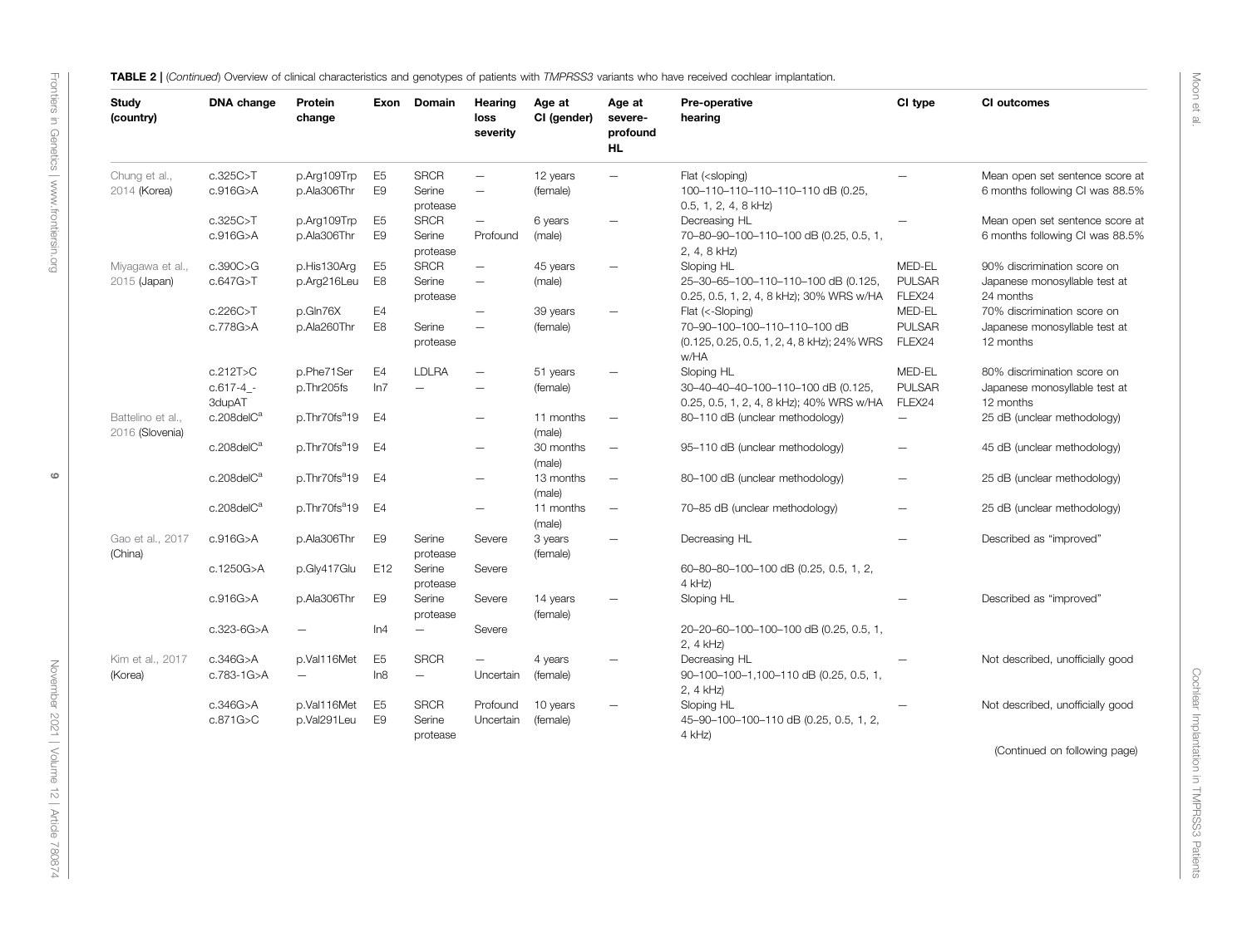**TABLE 2 |** (*Continued*) Overview of clinical characteristics and genotypes of patients with *TMPRSS3* variants who have received cochlear implantation.

| Study (country) | DNA change | Protein change | Exon | Domain | Hearing loss severity | Age at CI (gender) | Age at severe-profound HL | Pre-operative hearing | CI type | CI outcomes |
|---|---|---|---|---|---|---|---|---|---|---|
| Chung et al., 2014 (Korea) | c.325C>T<br>c.916G>A | p.Arg109Trp<br>p.Ala306Thr | E5<br>E9 | SRCR<br>Serine protease | —<br>— | 12 years (female) | — | Flat (<sloping)<br>100–110–110–110–110–110 dB (0.25, 0.5, 1, 2, 4, 8 kHz) | — | Mean open set sentence score at 6 months following CI was 88.5% |
| | c.325C>T<br>c.916G>A | p.Arg109Trp<br>p.Ala306Thr | E5<br>E9 | SRCR<br>Serine protease | —<br>Profound | 6 years (male) | — | Decreasing HL<br>70–80–90–100–110–100 dB (0.25, 0.5, 1, 2, 4, 8 kHz) | — | Mean open set sentence score at 6 months following CI was 88.5% |
| Miyagawa et al., 2015 (Japan) | c.390C>G<br>c.647G>T | p.His130Arg<br>p.Arg216Leu | E5<br>E8 | SRCR<br>Serine protease | —<br>— | 45 years (male) | — | Sloping HL<br>25–30–65–100–110–110–100 dB (0.125, 0.25, 0.5, 1, 2, 4, 8 kHz); 30% WRS w/HA | MED-EL PULSAR FLEX24 | 90% discrimination score on Japanese monosyllable test at 24 months |
| | c.226C>T<br>c.778G>A | p.Gln76X<br>p.Ala260Thr | E4<br>E8 | <br>Serine protease | —<br>— | 39 years (female) | — | Flat (<-Sloping)<br>70–90–100–100–110–110–100 dB (0.125, 0.25, 0.5, 1, 2, 4, 8 kHz); 24% WRS w/HA | MED-EL PULSAR FLEX24 | 70% discrimination score on Japanese monosyllable test at 12 months |
| | c.212T>C<br>c.617-4_-3dupAT | p.Phe71Ser<br>p.Thr205fs | E4<br>In7 | LDLRA<br>— | —<br>— | 51 years (female) | — | Sloping HL<br>30–40–40–40–100–110–100 dB (0.125, 0.25, 0.5, 1, 2, 4, 8 kHz); 40% WRS w/HA | MED-EL PULSAR FLEX24 | 80% discrimination score on Japanese monosyllable test at 12 months |
| Battelino et al., 2016 (Slovenia) | c.208delC[a] | p.Thr70fs[a]19 | E4 | | — | 11 months (male) | — | 80–110 dB (unclear methodology) | — | 25 dB (unclear methodology) |
| | c.208delC[a] | p.Thr70fs[a]19 | E4 | | — | 30 months (male) | — | 95–110 dB (unclear methodology) | — | 45 dB (unclear methodology) |
| | c.208delC[a] | p.Thr70fs[a]19 | E4 | | — | 13 months (male) | — | 80–100 dB (unclear methodology) | — | 25 dB (unclear methodology) |
| | c.208delC[a] | p.Thr70fs[a]19 | E4 | | — | 11 months (male) | — | 70–85 dB (unclear methodology) | — | 25 dB (unclear methodology) |
| Gao et al., 2017 (China) | c.916G>A<br>c.1250G>A | p.Ala306Thr<br>p.Gly417Glu | E9<br>E12 | Serine protease<br>Serine protease | Severe<br>Severe | 3 years (female) | — | Decreasing HL<br>60–80–80–100–100 dB (0.25, 0.5, 1, 2, 4 kHz) | — | Described as "improved" |
| | c.916G>A<br>c.323-6G>A | p.Ala306Thr<br>— | E9<br>In4 | Serine protease<br>— | Severe<br>Severe | 14 years (female) | — | Sloping HL<br>20–20–60–100–100–100 dB (0.25, 0.5, 1, 2, 4 kHz) | — | Described as "improved" |
| Kim et al., 2017 (Korea) | c.346G>A<br>c.783-1G>A | p.Val116Met<br>— | E5<br>In8 | SRCR<br>— | —<br>Uncertain | 4 years (female) | — | Decreasing HL<br>90–100–100–1,100–110 dB (0.25, 0.5, 1, 2, 4 kHz) | — | Not described, unofficially good |
| | c.346G>A<br>c.871G>C | p.Val116Met<br>p.Val291Leu | E5<br>E9 | SRCR<br>Serine protease | Profound<br>Uncertain | 10 years (female) | — | Sloping HL<br>45–90–100–100–110 dB (0.25, 0.5, 1, 2, 4 kHz) | — | Not described, unofficially good |

(Continued on following page)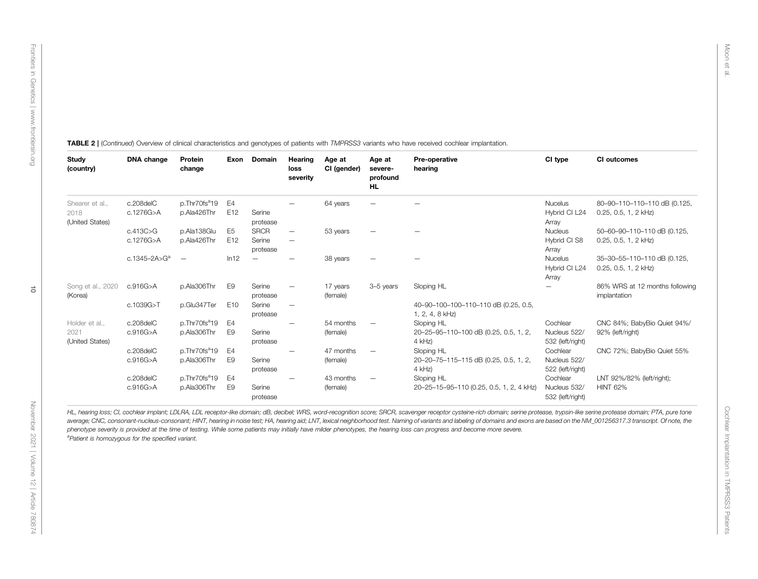**TABLE 2 |** (*Continued*) Overview of clinical characteristics and genotypes of patients with *TMPRSS3* variants who have received cochlear implantation.

| Study (country) | DNA change | Protein change | Exon | Domain | Hearing loss severity | Age at CI (gender) | Age at severe-profound HL | Pre-operative hearing | CI type | CI outcomes |
|---|---|---|---|---|---|---|---|---|---|---|
| Shearer et al., 2018 (United States) | c.208delC<br>c.1276G>A | p.Thr70fs[a]19<br>p.Ala426Thr | E4<br>E12 | <br>Serine protease | — | 64 years | — | — | Nucelus Hybrid CI L24 Array | 80–90–110–110–110 dB (0.125, 0.25, 0.5, 1, 2 kHz) |
| | c.413C>G<br>c.1276G>A | p.Ala138Glu<br>p.Ala426Thr | E5<br>E12 | SRCR<br>Serine protease | —<br>— | 53 years | — | — | Nucleus Hybrid CI S8 Array | 50–60–90–110–110 dB (0.125, 0.25, 0.5, 1, 2 kHz) |
| | c.1345–2A>G[a] | — | In12 | — | — | 38 years | — | — | Nucelus Hybrid CI L24 Array | 35–30–55–110–110 dB (0.125, 0.25, 0.5, 1, 2 kHz) |
| Song et al., 2020 (Korea) | c.916G>A<br>c.1039G>T | p.Ala306Thr<br>p.Glu347Ter | E9<br>E10 | Serine protease<br>Serine protease | —<br>— | 17 years (female) | 3–5 years | Sloping HL<br>40–90–100–100–110–110 dB (0.25, 0.5, 1, 2, 4, 8 kHz) | — | 86% WRS at 12 months following implantation |
| Holder et al., 2021 (United States) | c.208delC<br>c.916G>A | p.Thr70fs[a]19<br>p.Ala306Thr | E4<br>E9 | <br>Serine protease | — | 54 months (female) | — | Sloping HL<br>20–25–95–110–100 dB (0.25, 0.5, 1, 2, 4 kHz) | Cochlear Nucleus 522/ 532 (left/right) | CNC 84%; BabyBio Quiet 94%/ 92% (left/right) |
| | c.208delC<br>c.916G>A | p.Thr70fs[a]19<br>p.Ala306Thr | E4<br>E9 | <br>Serine protease | — | 47 months (female) | — | Sloping HL<br>20–20–75–115–115 dB (0.25, 0.5, 1, 2, 4 kHz) | Cochlear Nucleus 522/ 522 (left/right) | CNC 72%; BabyBio Quiet 55% |
| | c.208delC<br>c.916G>A | p.Thr70fs[a]19<br>p.Ala306Thr | E4<br>E9 | <br>Serine protease | — | 43 months (female) | — | Sloping HL<br>20–25–15–95–110 (0.25, 0.5, 1, 2, 4 kHz) | Cochlear Nucleus 532/ 532 (left/right) | LNT 92%/82% (left/right); HINT 62% |

*HL, hearing loss; CI, cochlear implant; LDLRA, LDL receptor-like domain; dB, decibel; WRS, word-recognition score; SRCR, scavenger receptor cysteine-rich domain; serine protease, trypsin-like serine protease domain; PTA, pure tone average; CNC, consonant-nucleus-consonant; HINT, hearing in noise test; HA, hearing aid; LNT, lexical neighborhood test. Naming of variants and labeling of domains and exons are based on the NM_001256317.3 transcript. Of note, the phenotype severity is provided at the time of testing. While some patients may initially have milder phenotypes, the hearing loss can progress and become more severe.*

[a]*Patient is homozygous for the specified variant.*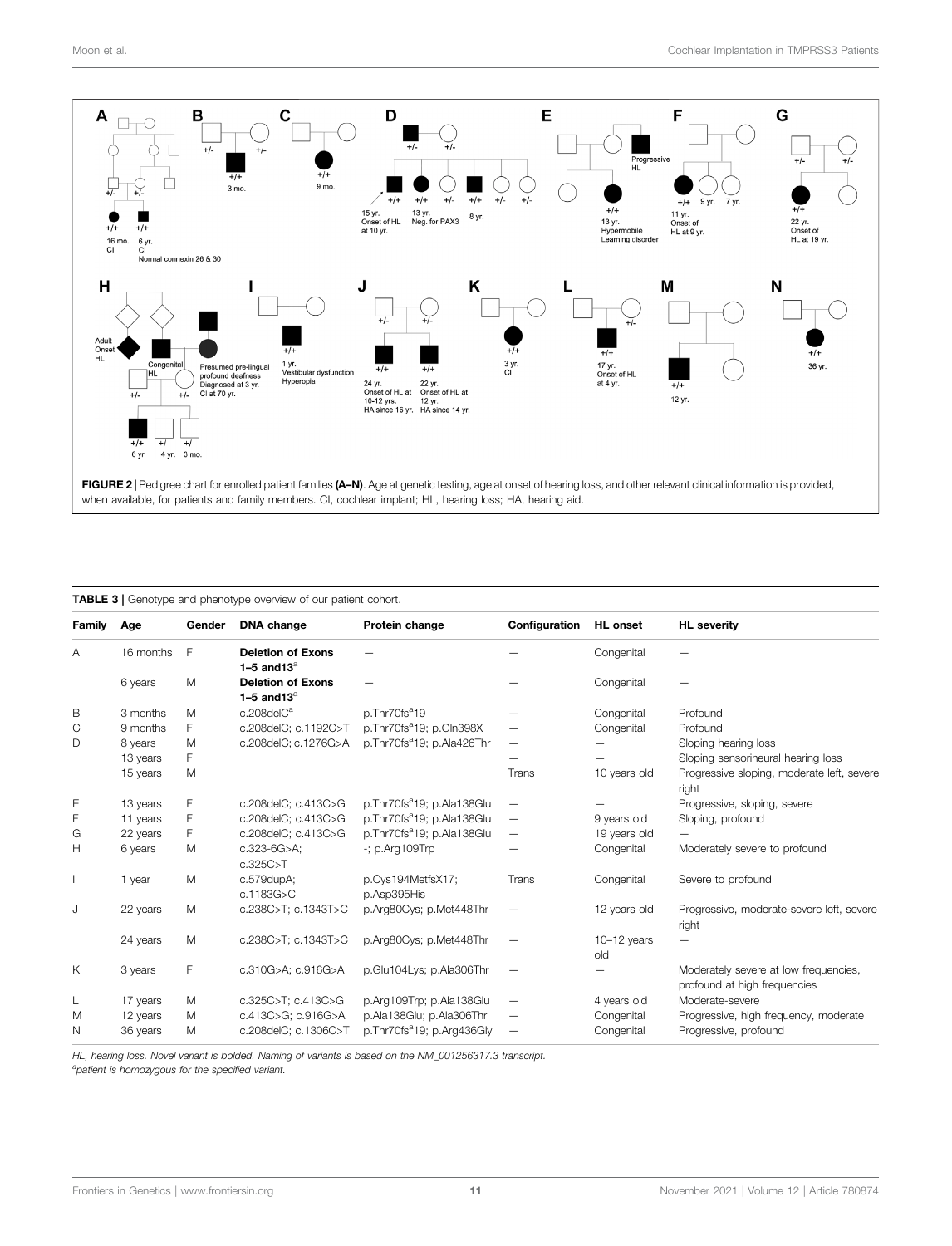**FIGURE 2 | Pedigree chart for enrolled patient families (A–N).** Age at genetic testing, age at onset of hearing loss, and other relevant clinical information is provided, when available, for patients and family members. CI, cochlear implant; HL, hearing loss; HA, hearing aid.

**TABLE 3 |** Genotype and phenotype overview of our patient cohort.

| Family | Age | Gender | DNA change | Protein change | Configuration | HL onset | HL severity |
|---|---|---|---|---|---|---|---|
| A | 16 months | F | **Deletion of Exons 1–5 and13[a]** | — | — | Congenital | — |
| | 6 years | M | **Deletion of Exons 1–5 and13[a]** | — | — | Congenital | — |
| B | 3 months | M | c.208delC[a] | p.Thr70fs[a]19 | — | Congenital | Profound |
| C | 9 months | F | c.208delC; c.1192C>T | p.Thr70fs[a]19; p.Gln398X | — | Congenital | Profound |
| D | 8 years | M | c.208delC; c.1276G>A | p.Thr70fs[a]19; p.Ala426Thr | — | — | Sloping hearing loss |
| | 13 years | F | | | — | — | Sloping sensorineural hearing loss |
| | 15 years | M | | | Trans | 10 years old | Progressive sloping, moderate left, severe right |
| E | 13 years | F | c.208delC; c.413C>G | p.Thr70fs[a]19; p.Ala138Glu | — | — | Progressive, sloping, severe |
| F | 11 years | F | c.208delC; c.413C>G | p.Thr70fs[a]19; p.Ala138Glu | — | 9 years old | Sloping, profound |
| G | 22 years | F | c.208delC; c.413C>G | p.Thr70fs[a]19; p.Ala138Glu | — | 19 years old | — |
| H | 6 years | M | c.323-6G>A; c.325C>T | -; p.Arg109Trp | — | Congenital | Moderately severe to profound |
| I | 1 year | M | c.579dupA; c.1183G>C | p.Cys194MetfsX17; p.Asp395His | Trans | Congenital | Severe to profound |
| J | 22 years | M | c.238C>T; c.1343T>C | p.Arg80Cys; p.Met448Thr | — | 12 years old | Progressive, moderate-severe left, severe right |
| | 24 years | M | c.238C>T; c.1343T>C | p.Arg80Cys; p.Met448Thr | — | 10–12 years old | — |
| K | 3 years | F | c.310G>A; c.916G>A | p.Glu104Lys; p.Ala306Thr | — | — | Moderately severe at low frequencies, profound at high frequencies |
| L | 17 years | M | c.325C>T; c.413C>G | p.Arg109Trp; p.Ala138Glu | — | 4 years old | Moderate-severe |
| M | 12 years | M | c.413C>G; c.916G>A | p.Ala138Glu; p.Ala306Thr | — | Congenital | Progressive, high frequency, moderate |
| N | 36 years | M | c.208delC; c.1306C>T | p.Thr70fs[a]19; p.Arg436Gly | — | Congenital | Progressive, profound |

*HL, hearing loss. Novel variant is bolded. Naming of variants is based on the NM_001256317.3 transcript.*

[a]*patient is homozygous for the specified variant.*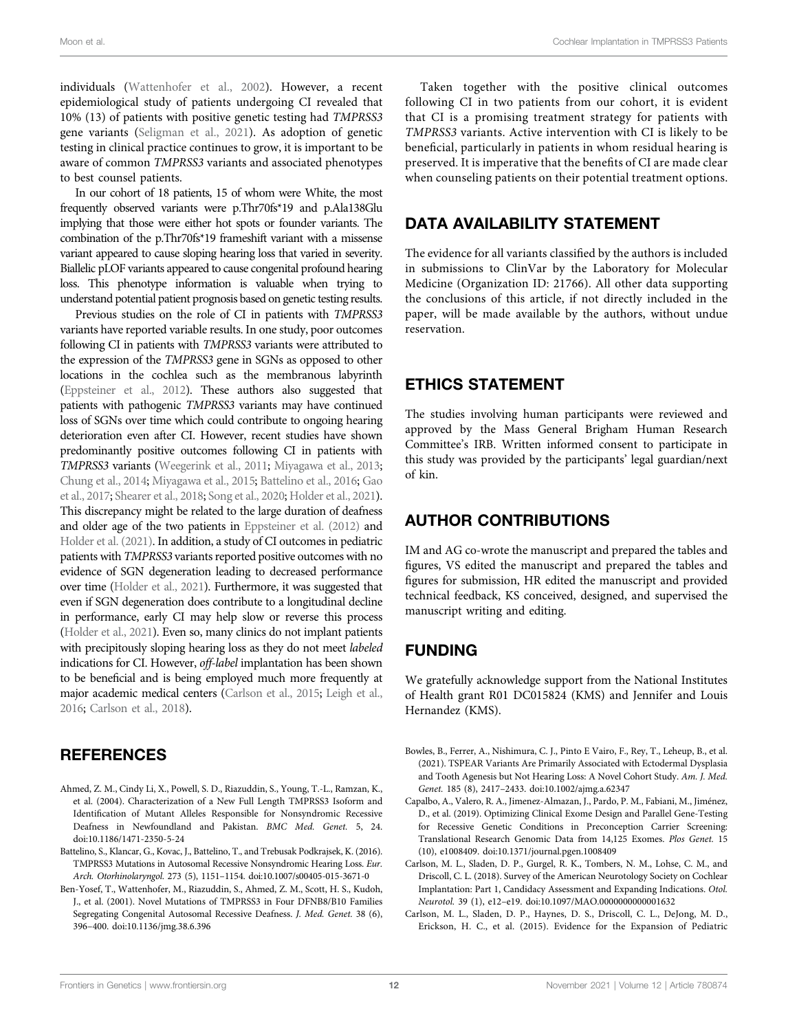individuals (Wattenhofer et al., 2002). However, a recent epidemiological study of patients undergoing CI revealed that 10% (13) of patients with positive genetic testing had *TMPRSS3* gene variants (Seligman et al., 2021). As adoption of genetic testing in clinical practice continues to grow, it is important to be aware of common *TMPRSS3* variants and associated phenotypes to best counsel patients.

In our cohort of 18 patients, 15 of whom were White, the most frequently observed variants were p.Thr70fs*19 and p.Ala138Glu implying that those were either hot spots or founder variants. The combination of the p.Thr70fs*19 frameshift variant with a missense variant appeared to cause sloping hearing loss that varied in severity. Biallelic pLOF variants appeared to cause congenital profound hearing loss. This phenotype information is valuable when trying to understand potential patient prognosis based on genetic testing results.

Previous studies on the role of CI in patients with *TMPRSS3* variants have reported variable results. In one study, poor outcomes following CI in patients with *TMPRSS3* variants were attributed to the expression of the *TMPRSS3* gene in SGNs as opposed to other locations in the cochlea such as the membranous labyrinth (Eppsteiner et al., 2012). These authors also suggested that patients with pathogenic *TMPRSS3* variants may have continued loss of SGNs over time which could contribute to ongoing hearing deterioration even after CI. However, recent studies have shown predominantly positive outcomes following CI in patients with *TMPRSS3* variants (Weegerink et al., 2011; Miyagawa et al., 2013; Chung et al., 2014; Miyagawa et al., 2015; Battelino et al., 2016; Gao et al., 2017; Shearer et al., 2018; Song et al., 2020; Holder et al., 2021). This discrepancy might be related to the large duration of deafness and older age of the two patients in Eppsteiner et al. (2012) and Holder et al. (2021). In addition, a study of CI outcomes in pediatric patients with *TMPRSS3* variants reported positive outcomes with no evidence of SGN degeneration leading to decreased performance over time (Holder et al., 2021). Furthermore, it was suggested that even if SGN degeneration does contribute to a longitudinal decline in performance, early CI may help slow or reverse this process (Holder et al., 2021). Even so, many clinics do not implant patients with precipitously sloping hearing loss as they do not meet *labeled* indications for CI. However, *off-label* implantation has been shown to be beneficial and is being employed much more frequently at major academic medical centers (Carlson et al., 2015; Leigh et al., 2016; Carlson et al., 2018).

Taken together with the positive clinical outcomes following CI in two patients from our cohort, it is evident that CI is a promising treatment strategy for patients with *TMPRSS3* variants. Active intervention with CI is likely to be beneficial, particularly in patients in whom residual hearing is preserved. It is imperative that the benefits of CI are made clear when counseling patients on their potential treatment options.

## DATA AVAILABILITY STATEMENT

The evidence for all variants classified by the authors is included in submissions to ClinVar by the Laboratory for Molecular Medicine (Organization ID: 21766). All other data supporting the conclusions of this article, if not directly included in the paper, will be made available by the authors, without undue reservation.

## ETHICS STATEMENT

The studies involving human participants were reviewed and approved by the Mass General Brigham Human Research Committee's IRB. Written informed consent to participate in this study was provided by the participants' legal guardian/next of kin.

## AUTHOR CONTRIBUTIONS

IM and AG co-wrote the manuscript and prepared the tables and figures, VS edited the manuscript and prepared the tables and figures for submission, HR edited the manuscript and provided technical feedback, KS conceived, designed, and supervised the manuscript writing and editing.

## FUNDING

We gratefully acknowledge support from the National Institutes of Health grant R01 DC015824 (KMS) and Jennifer and Louis Hernandez (KMS).

## REFERENCES

Ahmed, Z. M., Cindy Li, X., Powell, S. D., Riazuddin, S., Young, T.-L., Ramzan, K., et al. (2004). Characterization of a New Full Length TMPRSS3 Isoform and Identification of Mutant Alleles Responsible for Nonsyndromic Recessive Deafness in Newfoundland and Pakistan. *BMC Med. Genet.* 5, 24. doi:10.1186/1471-2350-5-24

Battelino, S., Klancar, G., Kovac, J., Battelino, T., and Trebusak Podkrajsek, K. (2016). TMPRSS3 Mutations in Autosomal Recessive Nonsyndromic Hearing Loss. *Eur. Arch. Otorhinolaryngol.* 273 (5), 1151–1154. doi:10.1007/s00405-015-3671-0

Ben-Yosef, T., Wattenhofer, M., Riazuddin, S., Ahmed, Z. M., Scott, H. S., Kudoh, J., et al. (2001). Novel Mutations of TMPRSS3 in Four DFNB8/B10 Families Segregating Congenital Autosomal Recessive Deafness. *J. Med. Genet.* 38 (6), 396–400. doi:10.1136/jmg.38.6.396

Bowles, B., Ferrer, A., Nishimura, C. J., Pinto E Vairo, F., Rey, T., Leheup, B., et al. (2021). TSPEAR Variants Are Primarily Associated with Ectodermal Dysplasia and Tooth Agenesis but Not Hearing Loss: A Novel Cohort Study. *Am. J. Med. Genet.* 185 (8), 2417–2433. doi:10.1002/ajmg.a.62347

Capalbo, A., Valero, R. A., Jimenez-Almazan, J., Pardo, P. M., Fabiani, M., Jiménez, D., et al. (2019). Optimizing Clinical Exome Design and Parallel Gene-Testing for Recessive Genetic Conditions in Preconception Carrier Screening: Translational Research Genomic Data from 14,125 Exomes. *Plos Genet.* 15 (10), e1008409. doi:10.1371/journal.pgen.1008409

Carlson, M. L., Sladen, D. P., Gurgel, R. K., Tombers, N. M., Lohse, C. M., and Driscoll, C. L. (2018). Survey of the American Neurotology Society on Cochlear Implantation: Part 1, Candidacy Assessment and Expanding Indications. *Otol. Neurotol.* 39 (1), e12–e19. doi:10.1097/MAO.0000000000001632

Carlson, M. L., Sladen, D. P., Haynes, D. S., Driscoll, C. L., DeJong, M. D., Erickson, H. C., et al. (2015). Evidence for the Expansion of Pediatric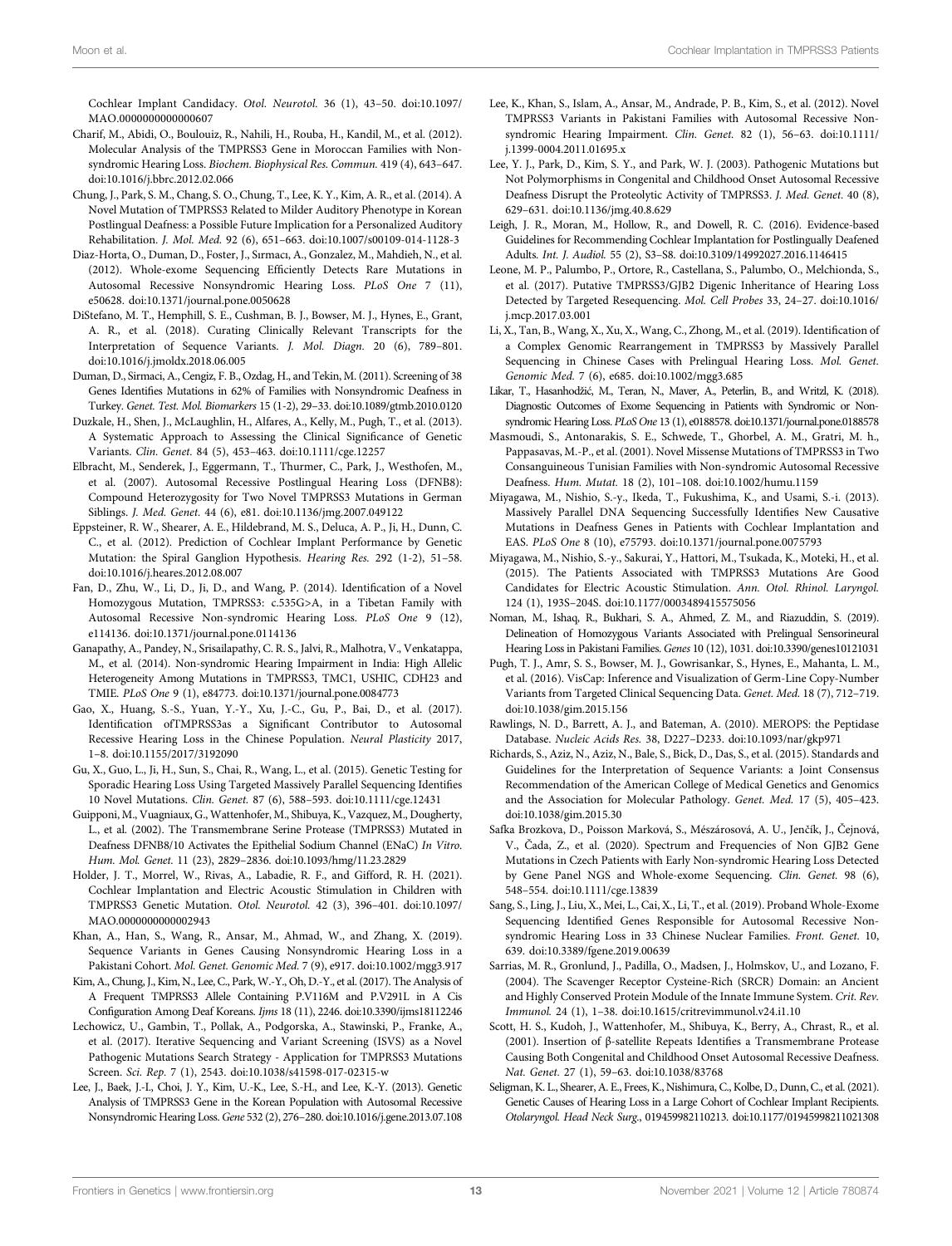Cochlear Implant Candidacy. *Otol. Neurotol.* 36 (1), 43–50. doi:10.1097/MAO.0000000000000607

Charif, M., Abidi, O., Boulouiz, R., Nahili, H., Rouba, H., Kandil, M., et al. (2012). Molecular Analysis of the TMPRSS3 Gene in Moroccan Families with Non-syndromic Hearing Loss. *Biochem. Biophysical Res. Commun.* 419 (4), 643–647. doi:10.1016/j.bbrc.2012.02.066

Chung, J., Park, S. M., Chang, S. O., Chung, T., Lee, K. Y., Kim, A. R., et al. (2014). A Novel Mutation of TMPRSS3 Related to Milder Auditory Phenotype in Korean Postlingual Deafness: a Possible Future Implication for a Personalized Auditory Rehabilitation. *J. Mol. Med.* 92 (6), 651–663. doi:10.1007/s00109-014-1128-3

Diaz-Horta, O., Duman, D., Foster, J., Sırmacı, A., Gonzalez, M., Mahdieh, N., et al. (2012). Whole-exome Sequencing Efficiently Detects Rare Mutations in Autosomal Recessive Nonsyndromic Hearing Loss. *PLoS One* 7 (11), e50628. doi:10.1371/journal.pone.0050628

DiStefano, M. T., Hemphill, S. E., Cushman, B. J., Bowser, M. J., Hynes, E., Grant, A. R., et al. (2018). Curating Clinically Relevant Transcripts for the Interpretation of Sequence Variants. *J. Mol. Diagn.* 20 (6), 789–801. doi:10.1016/j.jmoldx.2018.06.005

Duman, D., Sirmaci, A., Cengiz, F. B., Ozdag, H., and Tekin, M. (2011). Screening of 38 Genes Identifies Mutations in 62% of Families with Nonsyndromic Deafness in Turkey. *Genet. Test. Mol. Biomarkers* 15 (1-2), 29–33. doi:10.1089/gtmb.2010.0120

Duzkale, H., Shen, J., McLaughlin, H., Alfares, A., Kelly, M., Pugh, T., et al. (2013). A Systematic Approach to Assessing the Clinical Significance of Genetic Variants. *Clin. Genet.* 84 (5), 453–463. doi:10.1111/cge.12257

Elbracht, M., Senderek, J., Eggermann, T., Thurmer, C., Park, J., Westhofen, M., et al. (2007). Autosomal Recessive Postlingual Hearing Loss (DFNB8): Compound Heterozygosity for Two Novel TMPRSS3 Mutations in German Siblings. *J. Med. Genet.* 44 (6), e81. doi:10.1136/jmg.2007.049122

Eppsteiner, R. W., Shearer, A. E., Hildebrand, M. S., Deluca, A. P., Ji, H., Dunn, C. C., et al. (2012). Prediction of Cochlear Implant Performance by Genetic Mutation: the Spiral Ganglion Hypothesis. *Hearing Res.* 292 (1-2), 51–58. doi:10.1016/j.heares.2012.08.007

Fan, D., Zhu, W., Li, D., Ji, D., and Wang, P. (2014). Identification of a Novel Homozygous Mutation, TMPRSS3: c.535G>A, in a Tibetan Family with Autosomal Recessive Non-syndromic Hearing Loss. *PLoS One* 9 (12), e114136. doi:10.1371/journal.pone.0114136

Ganapathy, A., Pandey, N., Srisailapathy, C. R. S., Jalvi, R., Malhotra, V., Venkatappa, M., et al. (2014). Non-syndromic Hearing Impairment in India: High Allelic Heterogeneity Among Mutations in TMPRSS3, TMC1, USHIC, CDH23 and TMIE. *PLoS One* 9 (1), e84773. doi:10.1371/journal.pone.0084773

Gao, X., Huang, S.-S., Yuan, Y.-Y., Xu, J.-C., Gu, P., Bai, D., et al. (2017). Identification ofTMPRSS3as a Significant Contributor to Autosomal Recessive Hearing Loss in the Chinese Population. *Neural Plasticity* 2017, 1–8. doi:10.1155/2017/3192090

Gu, X., Guo, L., Ji, H., Sun, S., Chai, R., Wang, L., et al. (2015). Genetic Testing for Sporadic Hearing Loss Using Targeted Massively Parallel Sequencing Identifies 10 Novel Mutations. *Clin. Genet.* 87 (6), 588–593. doi:10.1111/cge.12431

Guipponi, M., Vuagniaux, G., Wattenhofer, M., Shibuya, K., Vazquez, M., Dougherty, L., et al. (2002). The Transmembrane Serine Protease (TMPRSS3) Mutated in Deafness DFNB8/10 Activates the Epithelial Sodium Channel (ENaC) *In Vitro*. *Hum. Mol. Genet.* 11 (23), 2829–2836. doi:10.1093/hmg/11.23.2829

Holder, J. T., Morrel, W., Rivas, A., Labadie, R. F., and Gifford, R. H. (2021). Cochlear Implantation and Electric Acoustic Stimulation in Children with TMPRSS3 Genetic Mutation. *Otol. Neurotol.* 42 (3), 396–401. doi:10.1097/MAO.0000000000002943

Khan, A., Han, S., Wang, R., Ansar, M., Ahmad, W., and Zhang, X. (2019). Sequence Variants in Genes Causing Nonsyndromic Hearing Loss in a Pakistani Cohort. *Mol. Genet. Genomic Med.* 7 (9), e917. doi:10.1002/mgg3.917

Kim, A., Chung, J., Kim, N., Lee, C., Park, W.-Y., Oh, D.-Y., et al. (2017). The Analysis of A Frequent TMPRSS3 Allele Containing P.V116M and P.V291L in A Cis Configuration Among Deaf Koreans. *Ijms* 18 (11), 2246. doi:10.3390/ijms18112246

Lechowicz, U., Gambin, T., Pollak, A., Podgorska, A., Stawinski, P., Franke, A., et al. (2017). Iterative Sequencing and Variant Screening (ISVS) as a Novel Pathogenic Mutations Search Strategy - Application for TMPRSS3 Mutations Screen. *Sci. Rep.* 7 (1), 2543. doi:10.1038/s41598-017-02315-w

Lee, J., Baek, J.-I., Choi, J. Y., Kim, U.-K., Lee, S.-H., and Lee, K.-Y. (2013). Genetic Analysis of TMPRSS3 Gene in the Korean Population with Autosomal Recessive Nonsyndromic Hearing Loss. *Gene* 532 (2), 276–280. doi:10.1016/j.gene.2013.07.108

Lee, K., Khan, S., Islam, A., Ansar, M., Andrade, P. B., Kim, S., et al. (2012). Novel TMPRSS3 Variants in Pakistani Families with Autosomal Recessive Non-syndromic Hearing Impairment. *Clin. Genet.* 82 (1), 56–63. doi:10.1111/j.1399-0004.2011.01695.x

Lee, Y. J., Park, D., Kim, S. Y., and Park, W. J. (2003). Pathogenic Mutations but Not Polymorphisms in Congenital and Childhood Onset Autosomal Recessive Deafness Disrupt the Proteolytic Activity of TMPRSS3. *J. Med. Genet.* 40 (8), 629–631. doi:10.1136/jmg.40.8.629

Leigh, J. R., Moran, M., Hollow, R., and Dowell, R. C. (2016). Evidence-based Guidelines for Recommending Cochlear Implantation for Postlingually Deafened Adults. *Int. J. Audiol.* 55 (2), S3–S8. doi:10.3109/14992027.2016.1146415

Leone, M. P., Palumbo, P., Ortore, R., Castellana, S., Palumbo, O., Melchionda, S., et al. (2017). Putative TMPRSS3/GJB2 Digenic Inheritance of Hearing Loss Detected by Targeted Resequencing. *Mol. Cell Probes* 33, 24–27. doi:10.1016/j.mcp.2017.03.001

Li, X., Tan, B., Wang, X., Xu, X., Wang, C., Zhong, M., et al. (2019). Identification of a Complex Genomic Rearrangement in TMPRSS3 by Massively Parallel Sequencing in Chinese Cases with Prelingual Hearing Loss. *Mol. Genet. Genomic Med.* 7 (6), e685. doi:10.1002/mgg3.685

Likar, T., Hasanhodžić, M., Teran, N., Maver, A., Peterlin, B., and Writzl, K. (2018). Diagnostic Outcomes of Exome Sequencing in Patients with Syndromic or Non-syndromic Hearing Loss. *PLoS One* 13 (1), e0188578. doi:10.1371/journal.pone.0188578

Masmoudi, S., Antonarakis, S. E., Schwede, T., Ghorbel, A. M., Gratri, M. h., Pappasavas, M.-P., et al. (2001). Novel Missense Mutations of TMPRSS3 in Two Consanguineous Tunisian Families with Non-syndromic Autosomal Recessive Deafness. *Hum. Mutat.* 18 (2), 101–108. doi:10.1002/humu.1159

Miyagawa, M., Nishio, S.-y., Ikeda, T., Fukushima, K., and Usami, S.-i. (2013). Massively Parallel DNA Sequencing Successfully Identifies New Causative Mutations in Deafness Genes in Patients with Cochlear Implantation and EAS. *PLoS One* 8 (10), e75793. doi:10.1371/journal.pone.0075793

Miyagawa, M., Nishio, S.-y., Sakurai, Y., Hattori, M., Tsukada, K., Moteki, H., et al. (2015). The Patients Associated with TMPRSS3 Mutations Are Good Candidates for Electric Acoustic Stimulation. *Ann. Otol. Rhinol. Laryngol.* 124 (1), 193S–204S. doi:10.1177/0003489415575056

Noman, M., Ishaq, R., Bukhari, S. A., Ahmed, Z. M., and Riazuddin, S. (2019). Delineation of Homozygous Variants Associated with Prelingual Sensorineural Hearing Loss in Pakistani Families. *Genes* 10 (12), 1031. doi:10.3390/genes10121031

Pugh, T. J., Amr, S. S., Bowser, M. J., Gowrisankar, S., Hynes, E., Mahanta, L. M., et al. (2016). VisCap: Inference and Visualization of Germ-Line Copy-Number Variants from Targeted Clinical Sequencing Data. *Genet. Med.* 18 (7), 712–719. doi:10.1038/gim.2015.156

Rawlings, N. D., Barrett, A. J., and Bateman, A. (2010). MEROPS: the Peptidase Database. *Nucleic Acids Res.* 38, D227–D233. doi:10.1093/nar/gkp971

Richards, S., Aziz, N., Aziz, N., Bale, S., Bick, D., Das, S., et al. (2015). Standards and Guidelines for the Interpretation of Sequence Variants: a Joint Consensus Recommendation of the American College of Medical Genetics and Genomics and the Association for Molecular Pathology. *Genet. Med.* 17 (5), 405–423. doi:10.1038/gim.2015.30

Safka Brozkova, D., Poisson Marková, S., Mészárosová, A. U., Jenčík, J., Čejnová, V., Čada, Z., et al. (2020). Spectrum and Frequencies of Non GJB2 Gene Mutations in Czech Patients with Early Non-syndromic Hearing Loss Detected by Gene Panel NGS and Whole-exome Sequencing. *Clin. Genet.* 98 (6), 548–554. doi:10.1111/cge.13839

Sang, S., Ling, J., Liu, X., Mei, L., Cai, X., Li, T., et al. (2019). Proband Whole-Exome Sequencing Identified Genes Responsible for Autosomal Recessive Non-syndromic Hearing Loss in 33 Chinese Nuclear Families. *Front. Genet.* 10, 639. doi:10.3389/fgene.2019.00639

Sarrias, M. R., Gronlund, J., Padilla, O., Madsen, J., Holmskov, U., and Lozano, F. (2004). The Scavenger Receptor Cysteine-Rich (SRCR) Domain: an Ancient and Highly Conserved Protein Module of the Innate Immune System. *Crit. Rev. Immunol.* 24 (1), 1–38. doi:10.1615/critrevimmunol.v24.i1.10

Scott, H. S., Kudoh, J., Wattenhofer, M., Shibuya, K., Berry, A., Chrast, R., et al. (2001). Insertion of β-satellite Repeats Identifies a Transmembrane Protease Causing Both Congenital and Childhood Onset Autosomal Recessive Deafness. *Nat. Genet.* 27 (1), 59–63. doi:10.1038/83768

Seligman, K. L., Shearer, A. E., Frees, K., Nishimura, C., Kolbe, D., Dunn, C., et al. (2021). Genetic Causes of Hearing Loss in a Large Cohort of Cochlear Implant Recipients. *Otolaryngol. Head Neck Surg.*, 019459982110213. doi:10.1177/01945998211021308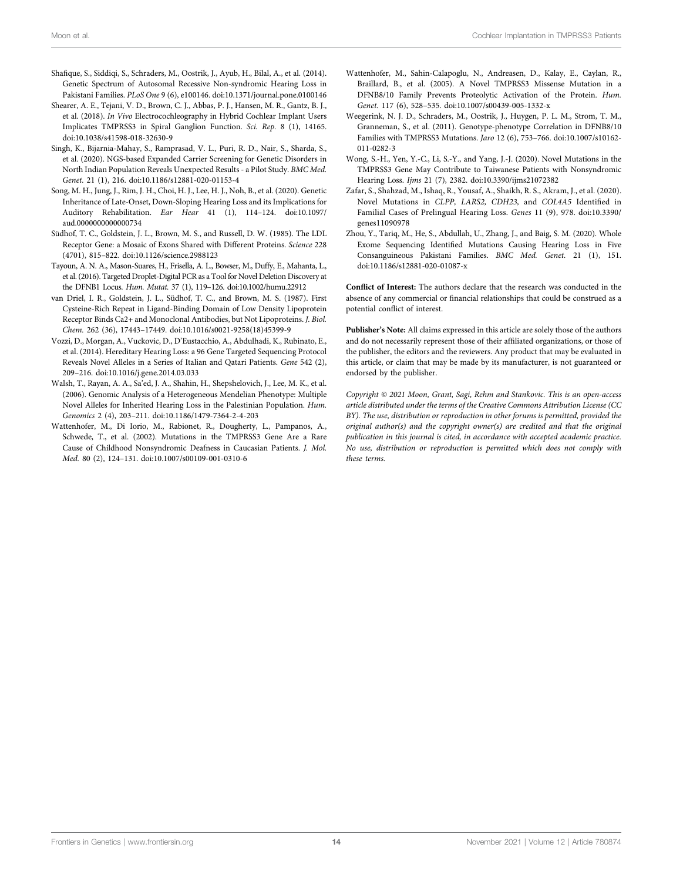Shafique, S., Siddiqi, S., Schraders, M., Oostrik, J., Ayub, H., Bilal, A., et al. (2014). Genetic Spectrum of Autosomal Recessive Non-syndromic Hearing Loss in Pakistani Families. *PLoS One* 9 (6), e100146. doi:10.1371/journal.pone.0100146

Shearer, A. E., Tejani, V. D., Brown, C. J., Abbas, P. J., Hansen, M. R., Gantz, B. J., et al. (2018). *In Vivo* Electrocochleography in Hybrid Cochlear Implant Users Implicates TMPRSS3 in Spiral Ganglion Function. *Sci. Rep.* 8 (1), 14165. doi:10.1038/s41598-018-32630-9

Singh, K., Bijarnia-Mahay, S., Ramprasad, V. L., Puri, R. D., Nair, S., Sharda, S., et al. (2020). NGS-based Expanded Carrier Screening for Genetic Disorders in North Indian Population Reveals Unexpected Results - a Pilot Study. *BMC Med. Genet.* 21 (1), 216. doi:10.1186/s12881-020-01153-4

Song, M. H., Jung, J., Rim, J. H., Choi, H. J., Lee, H. J., Noh, B., et al. (2020). Genetic Inheritance of Late-Onset, Down-Sloping Hearing Loss and its Implications for Auditory Rehabilitation. *Ear Hear* 41 (1), 114–124. doi:10.1097/aud.0000000000000734

Südhof, T. C., Goldstein, J. L., Brown, M. S., and Russell, D. W. (1985). The LDL Receptor Gene: a Mosaic of Exons Shared with Different Proteins. *Science* 228 (4701), 815–822. doi:10.1126/science.2988123

Tayoun, A. N. A., Mason-Suares, H., Frisella, A. L., Bowser, M., Duffy, E., Mahanta, L., et al. (2016). Targeted Droplet-Digital PCR as a Tool for Novel Deletion Discovery at the DFNB1 Locus. *Hum. Mutat.* 37 (1), 119–126. doi:10.1002/humu.22912

van Driel, I. R., Goldstein, J. L., Südhof, T. C., and Brown, M. S. (1987). First Cysteine-Rich Repeat in Ligand-Binding Domain of Low Density Lipoprotein Receptor Binds Ca2+ and Monoclonal Antibodies, but Not Lipoproteins. *J. Biol. Chem.* 262 (36), 17443–17449. doi:10.1016/s0021-9258(18)45399-9

Vozzi, D., Morgan, A., Vuckovic, D., D'Eustacchio, A., Abdulhadi, K., Rubinato, E., et al. (2014). Hereditary Hearing Loss: a 96 Gene Targeted Sequencing Protocol Reveals Novel Alleles in a Series of Italian and Qatari Patients. *Gene* 542 (2), 209–216. doi:10.1016/j.gene.2014.03.033

Walsh, T., Rayan, A. A., Sa'ed, J. A., Shahin, H., Shepshelovich, J., Lee, M. K., et al. (2006). Genomic Analysis of a Heterogeneous Mendelian Phenotype: Multiple Novel Alleles for Inherited Hearing Loss in the Palestinian Population. *Hum. Genomics* 2 (4), 203–211. doi:10.1186/1479-7364-2-4-203

Wattenhofer, M., Di Iorio, M., Rabionet, R., Dougherty, L., Pampanos, A., Schwede, T., et al. (2002). Mutations in the TMPRSS3 Gene Are a Rare Cause of Childhood Nonsyndromic Deafness in Caucasian Patients. *J. Mol. Med.* 80 (2), 124–131. doi:10.1007/s00109-001-0310-6

Wattenhofer, M., Sahin-Calapoglu, N., Andreasen, D., Kalay, E., Caylan, R., Braillard, B., et al. (2005). A Novel TMPRSS3 Missense Mutation in a DFNB8/10 Family Prevents Proteolytic Activation of the Protein. *Hum. Genet.* 117 (6), 528–535. doi:10.1007/s00439-005-1332-x

Weegerink, N. J. D., Schraders, M., Oostrik, J., Huygen, P. L. M., Strom, T. M., Granneman, S., et al. (2011). Genotype-phenotype Correlation in DFNB8/10 Families with TMPRSS3 Mutations. *Jaro* 12 (6), 753–766. doi:10.1007/s10162-011-0282-3

Wong, S.-H., Yen, Y.-C., Li, S.-Y., and Yang, J.-J. (2020). Novel Mutations in the TMPRSS3 Gene May Contribute to Taiwanese Patients with Nonsyndromic Hearing Loss. *Ijms* 21 (7), 2382. doi:10.3390/ijms21072382

Zafar, S., Shahzad, M., Ishaq, R., Yousaf, A., Shaikh, R. S., Akram, J., et al. (2020). Novel Mutations in *CLPP, LARS2, CDH23,* and *COL4A5* Identified in Familial Cases of Prelingual Hearing Loss. *Genes* 11 (9), 978. doi:10.3390/genes11090978

Zhou, Y., Tariq, M., He, S., Abdullah, U., Zhang, J., and Baig, S. M. (2020). Whole Exome Sequencing Identified Mutations Causing Hearing Loss in Five Consanguineous Pakistani Families. *BMC Med. Genet.* 21 (1), 151. doi:10.1186/s12881-020-01087-x

**Conflict of Interest:** The authors declare that the research was conducted in the absence of any commercial or financial relationships that could be construed as a potential conflict of interest.

**Publisher's Note:** All claims expressed in this article are solely those of the authors and do not necessarily represent those of their affiliated organizations, or those of the publisher, the editors and the reviewers. Any product that may be evaluated in this article, or claim that may be made by its manufacturer, is not guaranteed or endorsed by the publisher.

*Copyright © 2021 Moon, Grant, Sagi, Rehm and Stankovic. This is an open-access article distributed under the terms of the Creative Commons Attribution License (CC BY). The use, distribution or reproduction in other forums is permitted, provided the original author(s) and the copyright owner(s) are credited and that the original publication in this journal is cited, in accordance with accepted academic practice. No use, distribution or reproduction is permitted which does not comply with these terms.*